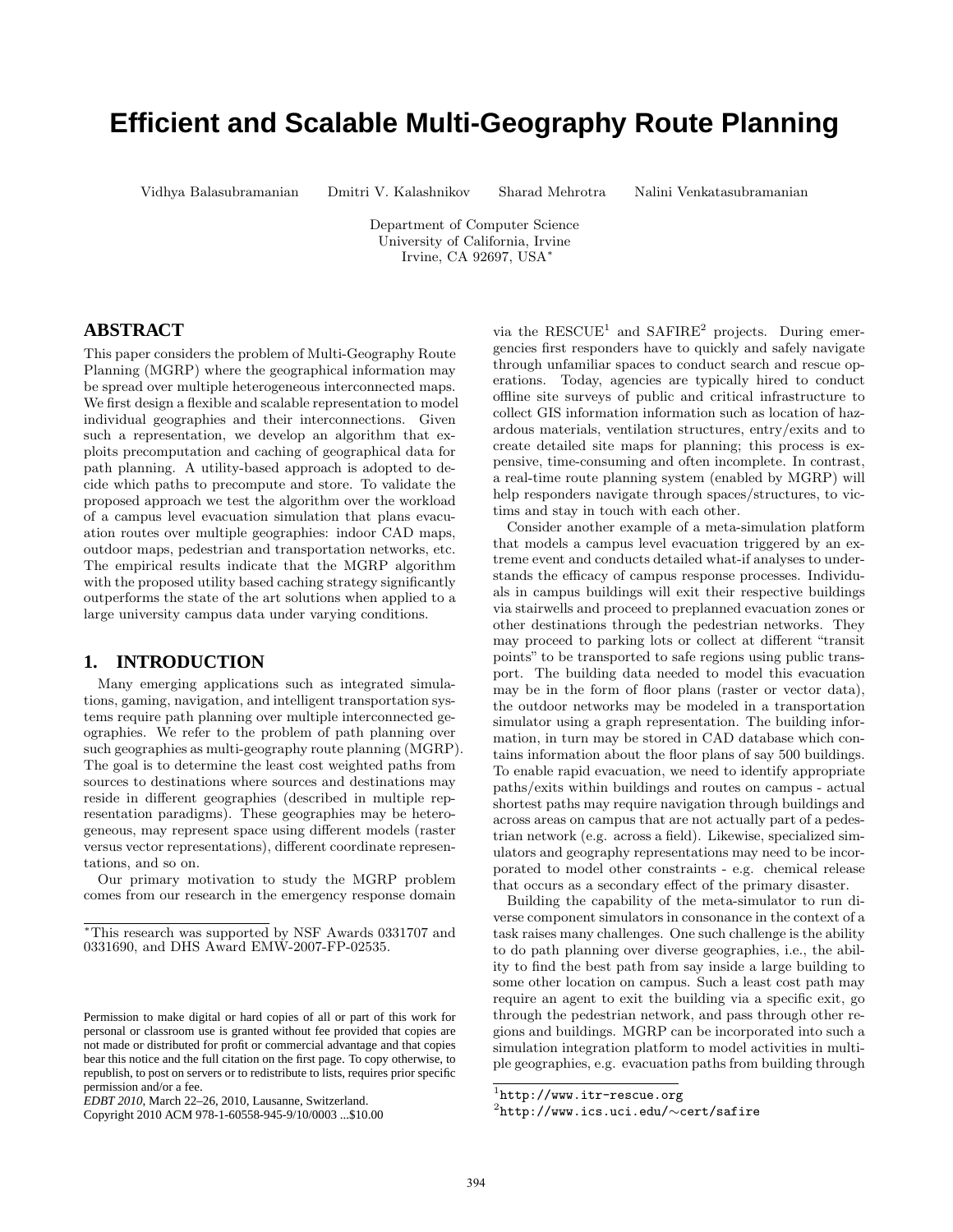# Efficient and Scalable Multi-Geography Route Planning

Vidhya Balasubramanian  Dmitri V. Kalashnikov  Sharad Mehrotra  Nalini Venkatasubramanian

Department of Computer Science
University of California, Irvine
Irvine, CA 92697, USA*

## ABSTRACT

This paper considers the problem of Multi-Geography Route Planning (MGRP) where the geographical information may be spread over multiple heterogeneous interconnected maps. We first design a flexible and scalable representation to model individual geographies and their interconnections. Given such a representation, we develop an algorithm that exploits precomputation and caching of geographical data for path planning. A utility-based approach is adopted to decide which paths to precompute and store. To validate the proposed approach we test the algorithm over the workload of a campus level evacuation simulation that plans evacuation routes over multiple geographies: indoor CAD maps, outdoor maps, pedestrian and transportation networks, etc. The empirical results indicate that the MGRP algorithm with the proposed utility based caching strategy significantly outperforms the state of the art solutions when applied to a large university campus data under varying conditions.

## 1. INTRODUCTION

Many emerging applications such as integrated simulations, gaming, navigation, and intelligent transportation systems require path planning over multiple interconnected geographies. We refer to the problem of path planning over such geographies as multi-geography route planning (MGRP). The goal is to determine the least cost weighted paths from sources to destinations where sources and destinations may reside in different geographies (described in multiple representation paradigms). These geographies may be heterogeneous, may represent space using different models (raster versus vector representations), different coordinate representations, and so on.

Our primary motivation to study the MGRP problem comes from our research in the emergency response domain via the RESCUE[1] and SAFIRE[2] projects. During emergencies first responders have to quickly and safely navigate through unfamiliar spaces to conduct search and rescue operations. Today, agencies are typically hired to conduct offline site surveys of public and critical infrastructure to collect GIS information information such as location of hazardous materials, ventilation structures, entry/exits and to create detailed site maps for planning; this process is expensive, time-consuming and often incomplete. In contrast, a real-time route planning system (enabled by MGRP) will help responders navigate through spaces/structures, to victims and stay in touch with each other.

Consider another example of a meta-simulation platform that models a campus level evacuation triggered by an extreme event and conducts detailed what-if analyses to understands the efficacy of campus response processes. Individuals in campus buildings will exit their respective buildings via stairwells and proceed to preplanned evacuation zones or other destinations through the pedestrian networks. They may proceed to parking lots or collect at different "transit points" to be transported to safe regions using public transport. The building data needed to model this evacuation may be in the form of floor plans (raster or vector data), the outdoor networks may be modeled in a transportation simulator using a graph representation. The building information, in turn may be stored in CAD database which contains information about the floor plans of say 500 buildings. To enable rapid evacuation, we need to identify appropriate paths/exits within buildings and routes on campus - actual shortest paths may require navigation through buildings and across areas on campus that are not actually part of a pedestrian network (e.g. across a field). Likewise, specialized simulators and geography representations may need to be incorporated to model other constraints - e.g. chemical release that occurs as a secondary effect of the primary disaster.

Building the capability of the meta-simulator to run diverse component simulators in consonance in the context of a task raises many challenges. One such challenge is the ability to do path planning over diverse geographies, i.e., the ability to find the best path from say inside a large building to some other location on campus. Such a least cost path may require an agent to exit the building via a specific exit, go through the pedestrian network, and pass through other regions and buildings. MGRP can be incorporated into such a simulation integration platform to model activities in multiple geographies, e.g. evacuation paths from building through

---

*This research was supported by NSF Awards 0331707 and 0331690, and DHS Award EMW-2007-FP-02535.

Permission to make digital or hard copies of all or part of this work for personal or classroom use is granted without fee provided that copies are not made or distributed for profit or commercial advantage and that copies bear this notice and the full citation on the first page. To copy otherwise, to republish, to post on servers or to redistribute to lists, requires prior specific permission and/or a fee.
*EDBT 2010*, March 22–26, 2010, Lausanne, Switzerland.
Copyright 2010 ACM 978-1-60558-945-9/10/0003 ...$10.00

[1] http://www.itr-rescue.org
[2] http://www.ics.uci.edu/∼cert/safire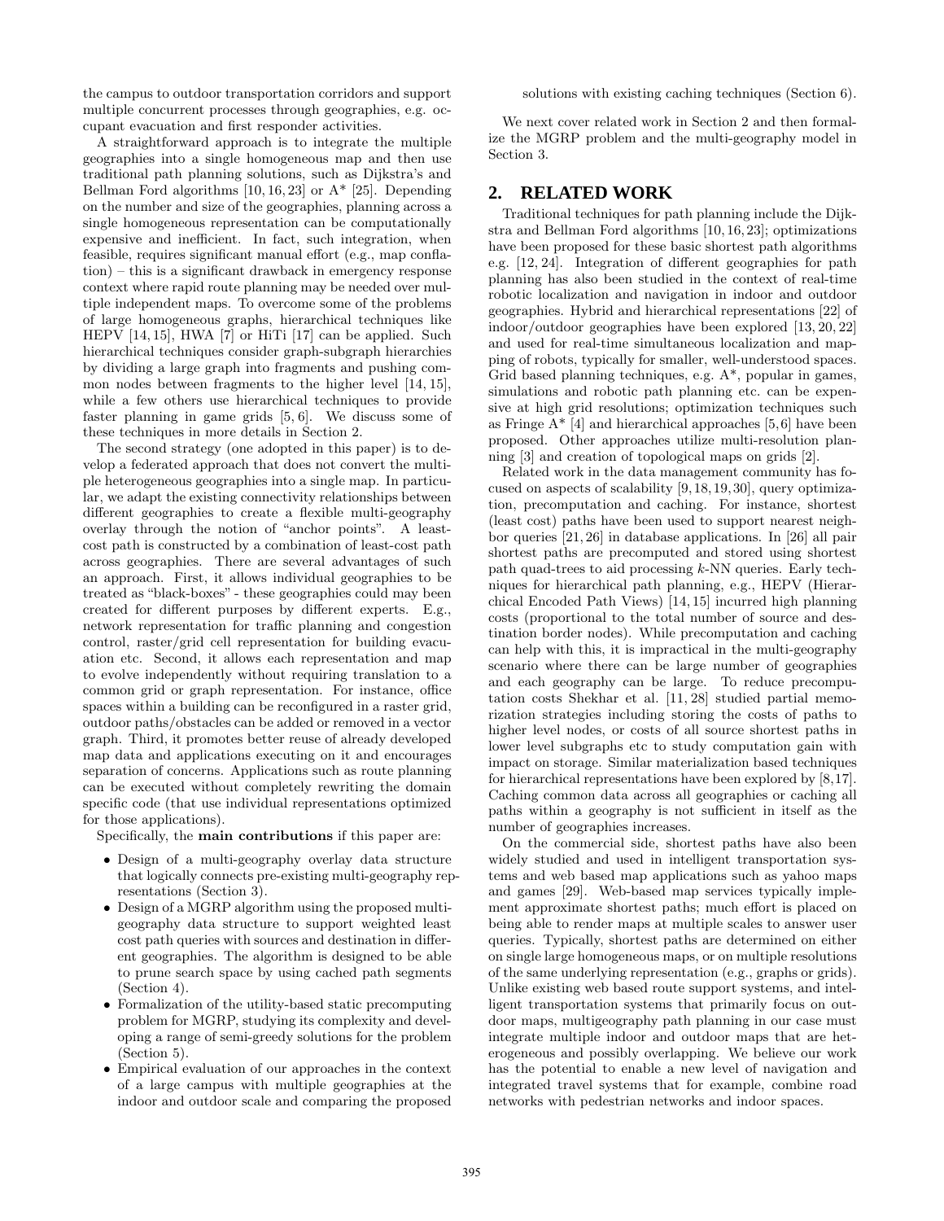the campus to outdoor transportation corridors and support multiple concurrent processes through geographies, e.g. occupant evacuation and first responder activities.

A straightforward approach is to integrate the multiple geographies into a single homogeneous map and then use traditional path planning solutions, such as Dijkstra's and Bellman Ford algorithms [10, 16, 23] or A* [25]. Depending on the number and size of the geographies, planning across a single homogeneous representation can be computationally expensive and inefficient. In fact, such integration, when feasible, requires significant manual effort (e.g., map conflation) – this is a significant drawback in emergency response context where rapid route planning may be needed over multiple independent maps. To overcome some of the problems of large homogeneous graphs, hierarchical techniques like HEPV [14, 15], HWA [7] or HiTi [17] can be applied. Such hierarchical techniques consider graph-subgraph hierarchies by dividing a large graph into fragments and pushing common nodes between fragments to the higher level [14, 15], while a few others use hierarchical techniques to provide faster planning in game grids [5, 6]. We discuss some of these techniques in more details in Section 2.

The second strategy (one adopted in this paper) is to develop a federated approach that does not convert the multiple heterogeneous geographies into a single map. In particular, we adapt the existing connectivity relationships between different geographies to create a flexible multi-geography overlay through the notion of "anchor points". A least-cost path is constructed by a combination of least-cost path across geographies. There are several advantages of such an approach. First, it allows individual geographies to be treated as "black-boxes" - these geographies could may been created for different purposes by different experts. E.g., network representation for traffic planning and congestion control, raster/grid cell representation for building evacuation etc. Second, it allows each representation and map to evolve independently without requiring translation to a common grid or graph representation. For instance, office spaces within a building can be reconfigured in a raster grid, outdoor paths/obstacles can be added or removed in a vector graph. Third, it promotes better reuse of already developed map data and applications executing on it and encourages separation of concerns. Applications such as route planning can be executed without completely rewriting the domain specific code (that use individual representations optimized for those applications).

Specifically, the **main contributions** if this paper are:

- Design of a multi-geography overlay data structure that logically connects pre-existing multi-geography representations (Section 3).
- Design of a MGRP algorithm using the proposed multi-geography data structure to support weighted least cost path queries with sources and destination in different geographies. The algorithm is designed to be able to prune search space by using cached path segments (Section 4).
- Formalization of the utility-based static precomputing problem for MGRP, studying its complexity and developing a range of semi-greedy solutions for the problem (Section 5).
- Empirical evaluation of our approaches in the context of a large campus with multiple geographies at the indoor and outdoor scale and comparing the proposed solutions with existing caching techniques (Section 6).

We next cover related work in Section 2 and then formalize the MGRP problem and the multi-geography model in Section 3.

## 2. RELATED WORK

Traditional techniques for path planning include the Dijkstra and Bellman Ford algorithms [10, 16, 23]; optimizations have been proposed for these basic shortest path algorithms e.g. [12, 24]. Integration of different geographies for path planning has also been studied in the context of real-time robotic localization and navigation in indoor and outdoor geographies. Hybrid and hierarchical representations [22] of indoor/outdoor geographies have been explored [13, 20, 22] and used for real-time simultaneous localization and mapping of robots, typically for smaller, well-understood spaces. Grid based planning techniques, e.g. A*, popular in games, simulations and robotic path planning etc. can be expensive at high grid resolutions; optimization techniques such as Fringe A* [4] and hierarchical approaches [5, 6] have been proposed. Other approaches utilize multi-resolution planning [3] and creation of topological maps on grids [2].

Related work in the data management community has focused on aspects of scalability [9, 18, 19, 30], query optimization, precomputation and caching. For instance, shortest (least cost) paths have been used to support nearest neighbor queries [21, 26] in database applications. In [26] all pair shortest paths are precomputed and stored using shortest path quad-trees to aid processing $k$-NN queries. Early techniques for hierarchical path planning, e.g., HEPV (Hierarchical Encoded Path Views) [14, 15] incurred high planning costs (proportional to the total number of source and destination border nodes). While precomputation and caching can help with this, it is impractical in the multi-geography scenario where there can be large number of geographies and each geography can be large. To reduce precomputation costs Shekhar et al. [11, 28] studied partial memorization strategies including storing the costs of paths to higher level nodes, or costs of all source shortest paths in lower level subgraphs etc to study computation gain with impact on storage. Similar materialization based techniques for hierarchical representations have been explored by [8, 17]. Caching common data across all geographies or caching all paths within a geography is not sufficient in itself as the number of geographies increases.

On the commercial side, shortest paths have also been widely studied and used in intelligent transportation systems and web based map applications such as yahoo maps and games [29]. Web-based map services typically implement approximate shortest paths; much effort is placed on being able to render maps at multiple scales to answer user queries. Typically, shortest paths are determined on either on single large homogeneous maps, or on multiple resolutions of the same underlying representation (e.g., graphs or grids). Unlike existing web based route support systems, and intelligent transportation systems that primarily focus on outdoor maps, multigeography path planning in our case must integrate multiple indoor and outdoor maps that are heterogeneous and possibly overlapping. We believe our work has the potential to enable a new level of navigation and integrated travel systems that for example, combine road networks with pedestrian networks and indoor spaces.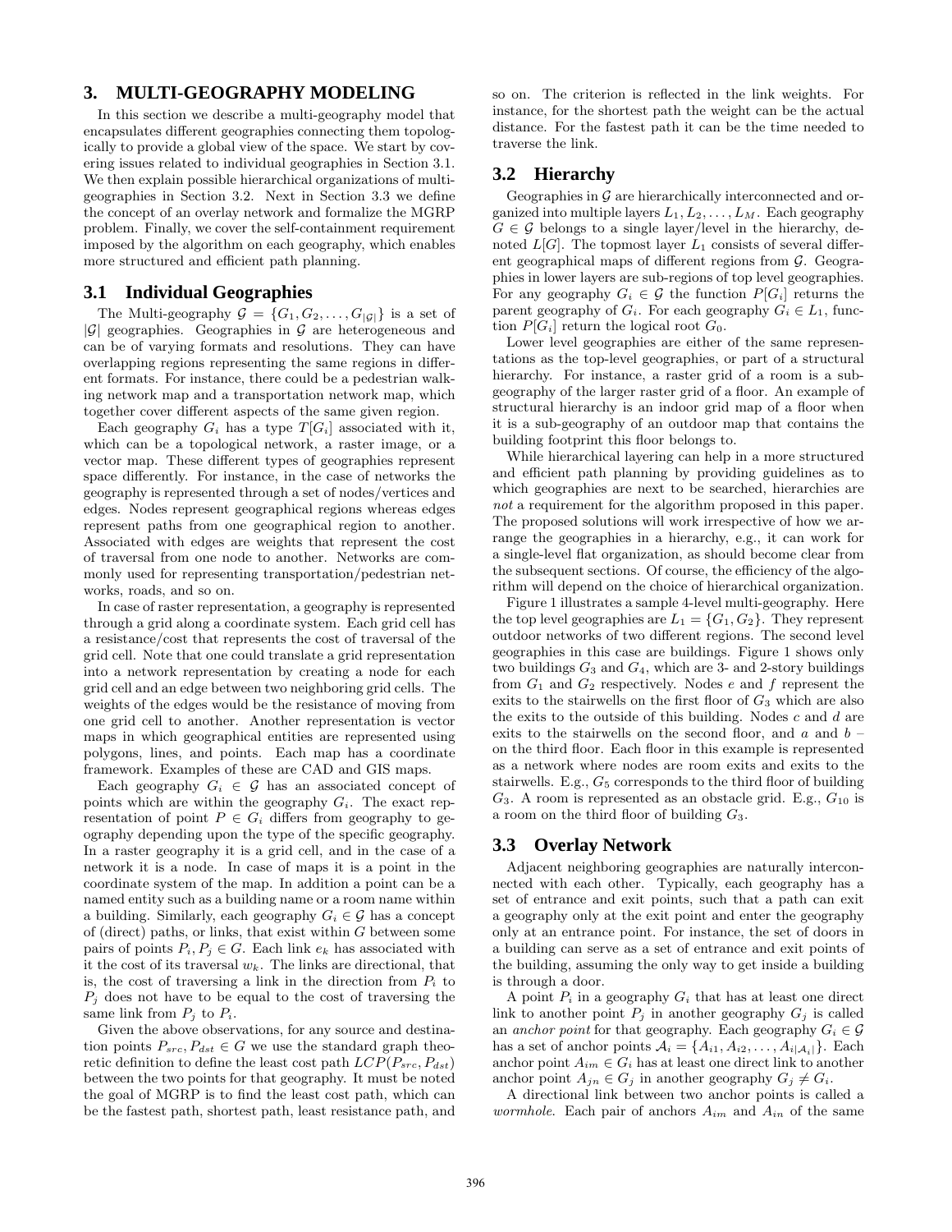## 3. MULTI-GEOGRAPHY MODELING

In this section we describe a multi-geography model that encapsulates different geographies connecting them topologically to provide a global view of the space. We start by covering issues related to individual geographies in Section 3.1. We then explain possible hierarchical organizations of multi-geographies in Section 3.2. Next in Section 3.3 we define the concept of an overlay network and formalize the MGRP problem. Finally, we cover the self-containment requirement imposed by the algorithm on each geography, which enables more structured and efficient path planning.

### 3.1 Individual Geographies

The Multi-geography $\mathcal{G} = \{G_1, G_2, \ldots, G_{|\mathcal{G}|}\}$ is a set of $|\mathcal{G}|$ geographies. Geographies in $\mathcal{G}$ are heterogeneous and can be of varying formats and resolutions. They can have overlapping regions representing the same regions in different formats. For instance, there could be a pedestrian walking network map and a transportation network map, which together cover different aspects of the same given region.

Each geography $G_i$ has a type $T[G_i]$ associated with it, which can be a topological network, a raster image, or a vector map. These different types of geographies represent space differently. For instance, in the case of networks the geography is represented through a set of nodes/vertices and edges. Nodes represent geographical regions whereas edges represent paths from one geographical region to another. Associated with edges are weights that represent the cost of traversal from one node to another. Networks are commonly used for representing transportation/pedestrian networks, roads, and so on.

In case of raster representation, a geography is represented through a grid along a coordinate system. Each grid cell has a resistance/cost that represents the cost of traversal of the grid cell. Note that one could translate a grid representation into a network representation by creating a node for each grid cell and an edge between two neighboring grid cells. The weights of the edges would be the resistance of moving from one grid cell to another. Another representation is vector maps in which geographical entities are represented using polygons, lines, and points. Each map has a coordinate framework. Examples of these are CAD and GIS maps.

Each geography $G_i \in \mathcal{G}$ has an associated concept of points which are within the geography $G_i$. The exact representation of point $P \in G_i$ differs from geography to geography depending upon the type of the specific geography. In a raster geography it is a grid cell, and in the case of a network it is a node. In case of maps it is a point in the coordinate system of the map. In addition a point can be a named entity such as a building name or a room name within a building. Similarly, each geography $G_i \in \mathcal{G}$ has a concept of (direct) paths, or links, that exist within $G$ between some pairs of points $P_i, P_j \in G$. Each link $e_k$ has associated with it the cost of its traversal $w_k$. The links are directional, that is, the cost of traversing a link in the direction from $P_i$ to $P_j$ does not have to be equal to the cost of traversing the same link from $P_j$ to $P_i$.

Given the above observations, for any source and destination points $P_{src}, P_{dst} \in G$ we use the standard graph theoretic definition to define the least cost path $LCP(P_{src}, P_{dst})$ between the two points for that geography. It must be noted the goal of MGRP is to find the least cost path, which can be the fastest path, shortest path, least resistance path, and so on. The criterion is reflected in the link weights. For instance, for the shortest path the weight can be the actual distance. For the fastest path it can be the time needed to traverse the link.

### 3.2 Hierarchy

Geographies in $\mathcal{G}$ are hierarchically interconnected and organized into multiple layers $L_1, L_2, \ldots, L_M$. Each geography $G \in \mathcal{G}$ belongs to a single layer/level in the hierarchy, denoted $L[G]$. The topmost layer $L_1$ consists of several different geographical maps of different regions from $\mathcal{G}$. Geographies in lower layers are sub-regions of top level geographies. For any geography $G_i \in \mathcal{G}$ the function $P[G_i]$ returns the parent geography of $G_i$. For each geography $G_i \in L_1$, function $P[G_i]$ return the logical root $G_0$.

Lower level geographies are either of the same representations as the top-level geographies, or part of a structural hierarchy. For instance, a raster grid of a room is a sub-geography of the larger raster grid of a floor. An example of structural hierarchy is an indoor grid map of a floor when it is a sub-geography of an outdoor map that contains the building footprint this floor belongs to.

While hierarchical layering can help in a more structured and efficient path planning by providing guidelines as to which geographies are next to be searched, hierarchies are *not* a requirement for the algorithm proposed in this paper. The proposed solutions will work irrespective of how we arrange the geographies in a hierarchy, e.g., it can work for a single-level flat organization, as should become clear from the subsequent sections. Of course, the efficiency of the algorithm will depend on the choice of hierarchical organization.

Figure 1 illustrates a sample 4-level multi-geography. Here the top level geographies are $L_1 = \{G_1, G_2\}$. They represent outdoor networks of two different regions. The second level geographies in this case are buildings. Figure 1 shows only two buildings $G_3$ and $G_4$, which are 3- and 2-story buildings from $G_1$ and $G_2$ respectively. Nodes $e$ and $f$ represent the exits to the stairwells on the first floor of $G_3$ which are also the exits to the outside of this building. Nodes $c$ and $d$ are exits to the stairwells on the second floor, and $a$ and $b$ – on the third floor. Each floor in this example is represented as a network where nodes are room exits and exits to the stairwells. E.g., $G_5$ corresponds to the third floor of building $G_3$. A room is represented as an obstacle grid. E.g., $G_{10}$ is a room on the third floor of building $G_3$.

### 3.3 Overlay Network

Adjacent neighboring geographies are naturally interconnected with each other. Typically, each geography has a set of entrance and exit points, such that a path can exit a geography only at the exit point and enter the geography only at an entrance point. For instance, the set of doors in a building can serve as a set of entrance and exit points of the building, assuming the only way to get inside a building is through a door.

A point $P_i$ in a geography $G_i$ that has at least one direct link to another point $P_j$ in another geography $G_j$ is called an *anchor point* for that geography. Each geography $G_i \in \mathcal{G}$ has a set of anchor points $\mathcal{A}_i = \{A_{i1}, A_{i2}, \ldots, A_{i|\mathcal{A}_i|}\}$. Each anchor point $A_{im} \in G_i$ has at least one direct link to another anchor point $A_{jn} \in G_j$ in another geography $G_j \neq G_i$.

A directional link between two anchor points is called a *wormhole*. Each pair of anchors $A_{im}$ and $A_{in}$ of the same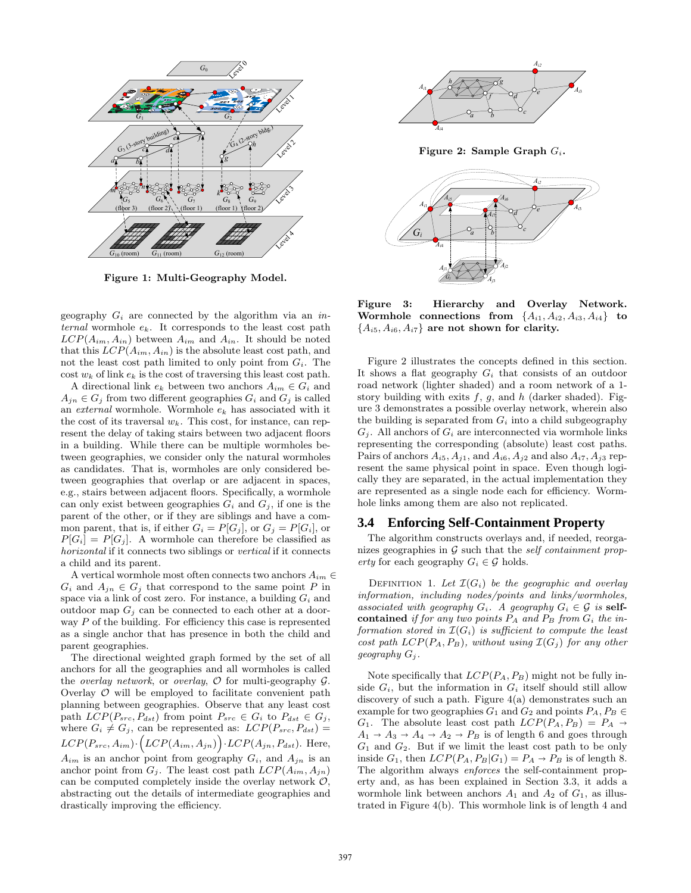Figure 1: Multi-Geography Model.

geography $G_i$ are connected by the algorithm via an *internal* wormhole $e_k$. It corresponds to the least cost path $LCP(A_{im}, A_{in})$ between $A_{im}$ and $A_{in}$. It should be noted that this $LCP(A_{im}, A_{in})$ is the absolute least cost path, and not the least cost path limited to only point from $G_i$. The cost $w_k$ of link $e_k$ is the cost of traversing this least cost path.

A directional link $e_k$ between two anchors $A_{im} \in G_i$ and $A_{jn} \in G_j$ from two different geographies $G_i$ and $G_j$ is called an *external* wormhole. Wormhole $e_k$ has associated with it the cost of its traversal $w_k$. This cost, for instance, can represent the delay of taking stairs between two adjacent floors in a building. While there can be multiple wormholes between geographies, we consider only the natural wormholes as candidates. That is, wormholes are only considered between geographies that overlap or are adjacent in spaces, e.g., stairs between adjacent floors. Specifically, a wormhole can only exist between geographies $G_i$ and $G_j$, if one is the parent of the other, or if they are siblings and have a common parent, that is, if either $G_i = P[G_j]$, or $G_j = P[G_i]$, or $P[G_i] = P[G_j]$. A wormhole can therefore be classified as *horizontal* if it connects two siblings or *vertical* if it connects a child and its parent.

A vertical wormhole most often connects two anchors $A_{im} \in G_i$ and $A_{jn} \in G_j$ that correspond to the same point $P$ in space via a link of cost zero. For instance, a building $G_i$ and outdoor map $G_j$ can be connected to each other at a doorway $P$ of the building. For efficiency this case is represented as a single anchor that has presence in both the child and parent geographies.

The directional weighted graph formed by the set of all anchors for all the geographies and all wormholes is called the *overlay network*, or *overlay*, $\mathcal{O}$ for multi-geography $\mathcal{G}$. Overlay $\mathcal{O}$ will be employed to facilitate convenient path planning between geographies. Observe that any least cost path $LCP(P_{src}, P_{dst})$ from point $P_{src} \in G_i$ to $P_{dst} \in G_j$, where $G_i \neq G_j$, can be represented as: $LCP(P_{src}, P_{dst}) = LCP(P_{src}, A_{im}) \cdot \Big(LCP(A_{im}, A_{jn})\Big) \cdot LCP(A_{jn}, P_{dst})$. Here, $A_{im}$ is an anchor point from geography $G_i$, and $A_{jn}$ is an anchor point from $G_j$. The least cost path $LCP(A_{im}, A_{jn})$ can be computed completely inside the overlay network $\mathcal{O}$, abstracting out the details of intermediate geographies and drastically improving the efficiency.

Figure 2: Sample Graph $G_i$.

**Figure 3: Hierarchy and Overlay Network. Wormhole connections from $\{A_{i1}, A_{i2}, A_{i3}, A_{i4}\}$ to $\{A_{i5}, A_{i6}, A_{i7}\}$ are not shown for clarity.**

Figure 2 illustrates the concepts defined in this section. It shows a flat geography $G_i$ that consists of an outdoor road network (lighter shaded) and an inner network of a 1-story building with exits $f$, $g$, and $h$ (darker shaded). Figure 3 demonstrates a possible overlay network, wherein also the building is separated from $G_i$ into a child subgeography $G_j$. All anchors of $G_i$ are interconnected via wormhole links representing the corresponding (absolute) least cost paths. Pairs of anchors $A_{i5}, A_{j1}$, $A_{i6}, A_{j2}$ and also $A_{i7}, A_{j3}$ represent the same physical point in space. Even though logically they are separated, in the actual implementation they are represented as a single node each for efficiency. Wormhole links among them are also not replicated.

## 3.4 Enforcing Self-Containment Property

The algorithm constructs overlays and, if needed, reorganizes geographies in $\mathcal{G}$ such that the *self containment property* for each geography $G_i \in \mathcal{G}$ holds.

DEFINITION 1. *Let $\mathcal{I}(G_i)$ be the geographic and overlay information, including nodes/points and links/wormholes, associated with geography $G_i$. A geography $G_i \in \mathcal{G}$ is* **self-contained** *if for any two points $P_A$ and $P_B$ from $G_i$ the information stored in $\mathcal{I}(G_i)$ is sufficient to compute the least cost path $LCP(P_A, P_B)$, without using $\mathcal{I}(G_j)$ for any other geography $G_j$.*

Note specifically that $LCP(P_A, P_B)$ might not be fully inside $G_i$, but the information in $G_i$ itself should still allow discovery of such a path. Figure 4(a) demonstrates such an example for two geographies $G_1$ and $G_2$ and points $P_A, P_B \in G_1$. The absolute least cost path $LCP(P_A, P_B) = P_A \rightarrow A_1 \rightarrow A_3 \rightarrow A_4 \rightarrow A_2 \rightarrow P_B$ is of length 6 and goes through $G_1$ and $G_2$. But if we limit the least cost path to be only inside $G_1$, then $LCP(P_A, P_B|G_1) = P_A \rightarrow P_B$ is of length 8. The algorithm always *enforces* the self-containment property and, as has been explained in Section 3.3, it adds a wormhole link between anchors $A_1$ and $A_2$ of $G_1$, as illustrated in Figure 4(b). This wormhole link is of length 4 and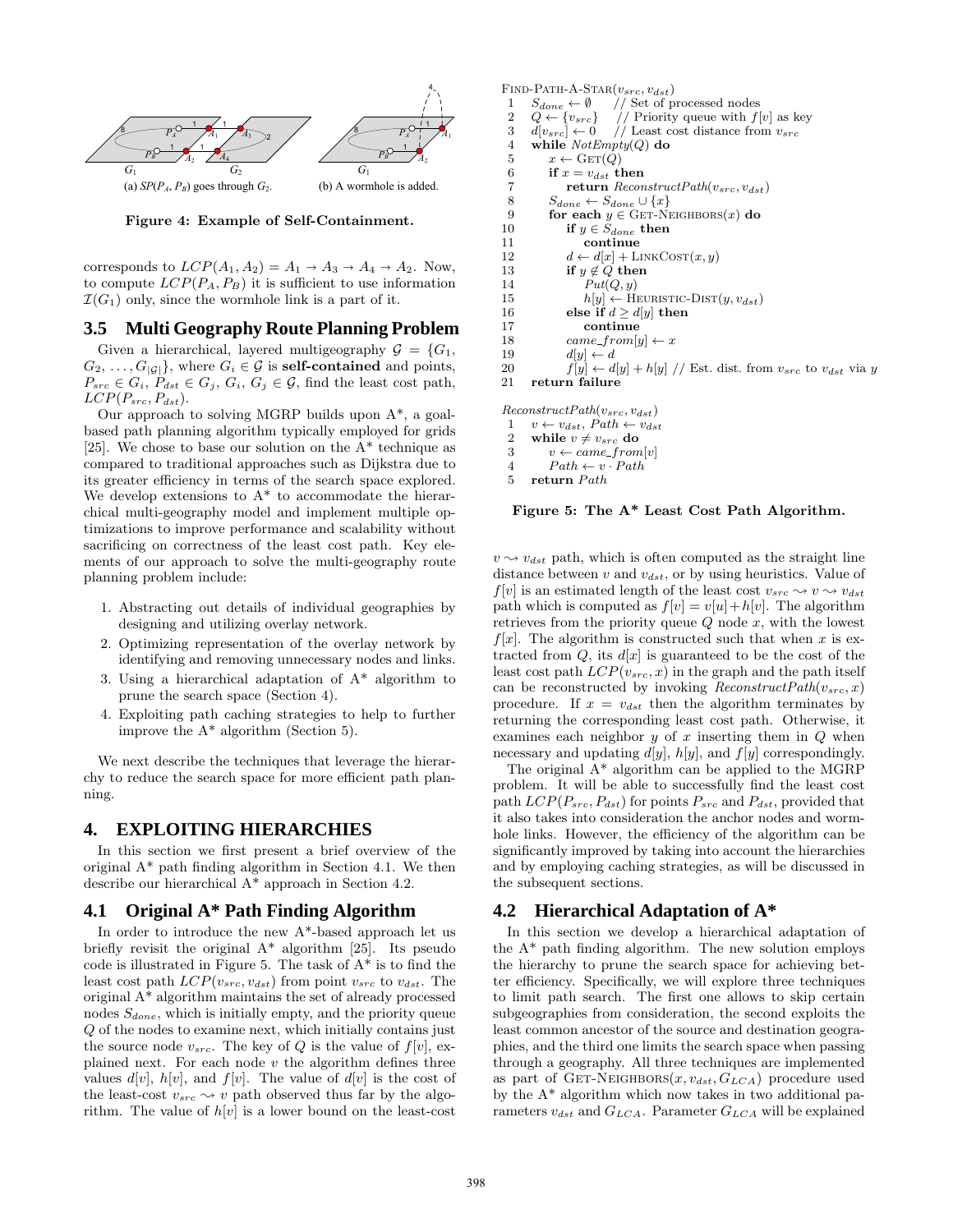(a) $SP(P_A, P_B)$ goes through $G_2$.

(b) A wormhole is added.

**Figure 4: Example of Self-Containment.**

corresponds to $LCP(A_1, A_2) = A_1 \to A_3 \to A_4 \to A_2$. Now, to compute $LCP(P_A, P_B)$ it is sufficient to use information $\mathcal{I}(G_1)$ only, since the wormhole link is a part of it.

## 3.5 Multi Geography Route Planning Problem

Given a hierarchical, layered multigeography $\mathcal{G} = \{G_1, G_2, \ldots, G_{|\mathcal{G}|}\}$, where $G_i \in \mathcal{G}$ is **self-contained** and points, $P_{src} \in G_i$, $P_{dst} \in G_j$, $G_i$, $G_j \in \mathcal{G}$, find the least cost path, $LCP(P_{src}, P_{dst})$.

Our approach to solving MGRP builds upon A*, a goal-based path planning algorithm typically employed for grids [25]. We chose to base our solution on the A* technique as compared to traditional approaches such as Dijkstra due to its greater efficiency in terms of the search space explored. We develop extensions to A* to accommodate the hierarchical multi-geography model and implement multiple optimizations to improve performance and scalability without sacrificing on correctness of the least cost path. Key elements of our approach to solve the multi-geography route planning problem include:

1. Abstracting out details of individual geographies by designing and utilizing overlay network.
2. Optimizing representation of the overlay network by identifying and removing unnecessary nodes and links.
3. Using a hierarchical adaptation of A* algorithm to prune the search space (Section 4).
4. Exploiting path caching strategies to help to further improve the A* algorithm (Section 5).

We next describe the techniques that leverage the hierarchy to reduce the search space for more efficient path planning.

# 4. EXPLOITING HIERARCHIES

In this section we first present a brief overview of the original A* path finding algorithm in Section 4.1. We then describe our hierarchical A* approach in Section 4.2.

## 4.1 Original A* Path Finding Algorithm

In order to introduce the new A*-based approach let us briefly revisit the original A* algorithm [25]. Its pseudo code is illustrated in Figure 5. The task of A* is to find the least cost path $LCP(v_{src}, v_{dst})$ from point $v_{src}$ to $v_{dst}$. The original A* algorithm maintains the set of already processed nodes $S_{done}$, which is initially empty, and the priority queue $Q$ of the nodes to examine next, which initially contains just the source node $v_{src}$. The key of $Q$ is the value of $f[v]$, explained next. For each node $v$ the algorithm defines three values $d[v]$, $h[v]$, and $f[v]$. The value of $d[v]$ is the cost of the least-cost $v_{src} \rightsquigarrow v$ path observed thus far by the algorithm. The value of $h[v]$ is a lower bound on the least-cost

```
Find-Path-A-Star(v_src, v_dst)
 1  S_done ← ∅        // Set of processed nodes
 2  Q ← {v_src}    // Priority queue with f[v] as key
 3  d[v_src] ← 0    // Least cost distance from v_src
 4  while NotEmpty(Q) do
 5      x ← Get(Q)
 6      if x = v_dst then
 7          return ReconstructPath(v_src, v_dst)
 8      S_done ← S_done ∪ {x}
 9      for each y ∈ Get-Neighbors(x) do
10          if y ∈ S_done then
11              continue
12          d ← d[x] + LinkCost(x, y)
13          if y ∉ Q then
14              Put(Q, y)
15              h[y] ← Heuristic-Dist(y, v_dst)
16          else if d ≥ d[y] then
17              continue
18          came_from[y] ← x
19          d[y] ← d
20          f[y] ← d[y] + h[y] // Est. dist. from v_src to v_dst via y
21  return failure

ReconstructPath(v_src, v_dst)
 1  v ← v_dst, Path ← v_dst
 2  while v ≠ v_src do
 3      v ← came_from[v]
 4      Path ← v · Path
 5  return Path
```

**Figure 5: The A* Least Cost Path Algorithm.**

$v \rightsquigarrow v_{dst}$ path, which is often computed as the straight line distance between $v$ and $v_{dst}$, or by using heuristics. Value of $f[v]$ is an estimated length of the least cost $v_{src} \rightsquigarrow v \rightsquigarrow v_{dst}$ path which is computed as $f[v] = v[u] + h[v]$. The algorithm retrieves from the priority queue $Q$ node $x$, with the lowest $f[x]$. The algorithm is constructed such that when $x$ is extracted from $Q$, its $d[x]$ is guaranteed to be the cost of the least cost path $LCP(v_{src}, x)$ in the graph and the path itself can be reconstructed by invoking $ReconstructPath(v_{src}, x)$ procedure. If $x = v_{dst}$ then the algorithm terminates by returning the corresponding least cost path. Otherwise, it examines each neighbor $y$ of $x$ inserting them in $Q$ when necessary and updating $d[y]$, $h[y]$, and $f[y]$ correspondingly.

The original A* algorithm can be applied to the MGRP problem. It will be able to successfully find the least cost path $LCP(P_{src}, P_{dst})$ for points $P_{src}$ and $P_{dst}$, provided that it also takes into consideration the anchor nodes and wormhole links. However, the efficiency of the algorithm can be significantly improved by taking into account the hierarchies and by employing caching strategies, as will be discussed in the subsequent sections.

## 4.2 Hierarchical Adaptation of A*

In this section we develop a hierarchical adaptation of the A* path finding algorithm. The new solution employs the hierarchy to prune the search space for achieving better efficiency. Specifically, we will explore three techniques to limit path search. The first one allows to skip certain subgeographies from consideration, the second exploits the least common ancestor of the source and destination geographies, and the third one limits the search space when passing through a geography. All three techniques are implemented as part of Get-Neighbors$(x, v_{dst}, G_{LCA})$ procedure used by the A* algorithm which now takes in two additional parameters $v_{dst}$ and $G_{LCA}$. Parameter $G_{LCA}$ will be explained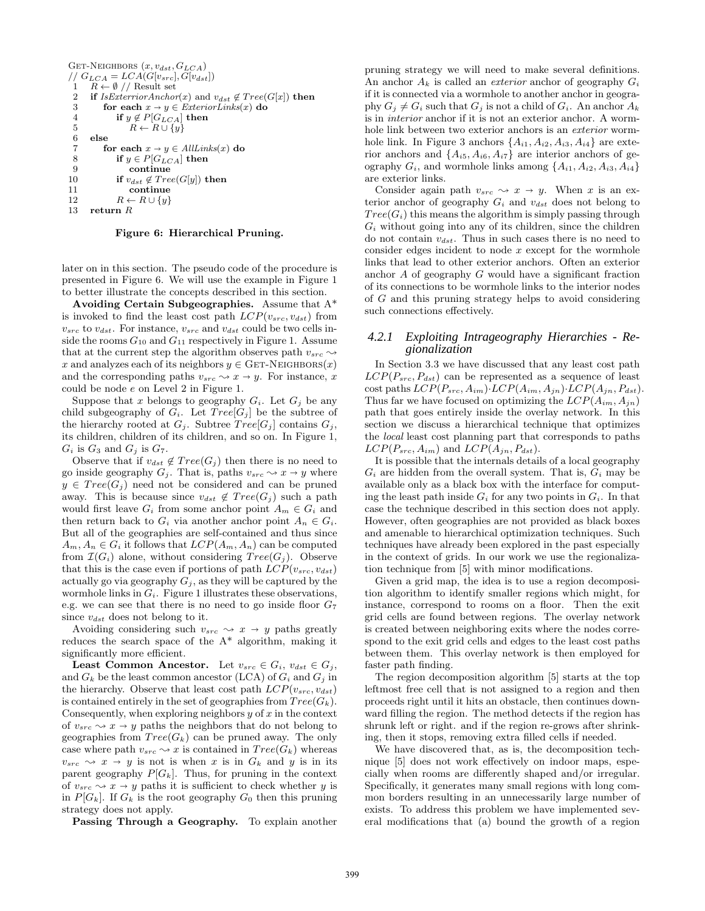```
GET-NEIGHBORS (x, v_dst, G_LCA)
// G_LCA = LCA(G[v_src], G[v_dst])
1   R ← ∅ // Result set
2   if IsExteriorAnchor(x) and v_dst ∉ Tree(G[x]) then
3       for each x → y ∈ ExteriorLinks(x) do
4           if y ∉ P[G_LCA] then
5               R ← R ∪ {y}
6   else
7       for each x → y ∈ AllLinks(x) do
8           if y ∈ P[G_LCA] then
9               continue
10          if v_dst ∉ Tree(G[y]) then
11              continue
12          R ← R ∪ {y}
13  return R
```

**Figure 6: Hierarchical Pruning.**

later on in this section. The pseudo code of the procedure is presented in Figure 6. We will use the example in Figure 1 to better illustrate the concepts described in this section.

**Avoiding Certain Subgeographies.** Assume that A* is invoked to find the least cost path $LCP(v_{src}, v_{dst})$ from $v_{src}$ to $v_{dst}$. For instance, $v_{src}$ and $v_{dst}$ could be two cells inside the rooms $G_{10}$ and $G_{11}$ respectively in Figure 1. Assume that at the current step the algorithm observes path $v_{src} \leadsto x$ and analyzes each of its neighbors $y \in$ GET-NEIGHBORS$(x)$ and the corresponding paths $v_{src} \leadsto x \rightarrow y$. For instance, $x$ could be node $e$ on Level 2 in Figure 1.

Suppose that $x$ belongs to geography $G_i$. Let $G_j$ be any child subgeography of $G_i$. Let $Tree[G_j]$ be the subtree of the hierarchy rooted at $G_j$. Subtree $Tree[G_j]$ contains $G_j$, its children, children of its children, and so on. In Figure 1, $G_i$ is $G_3$ and $G_j$ is $G_7$.

Observe that if $v_{dst} \notin Tree(G_j)$ then there is no need to go inside geography $G_j$. That is, paths $v_{src} \leadsto x \rightarrow y$ where $y \in Tree(G_j)$ need not be considered and can be pruned away. This is because since $v_{dst} \notin Tree(G_j)$ such a path would first leave $G_i$ from some anchor point $A_m \in G_i$ and then return back to $G_i$ via another anchor point $A_n \in G_i$. But all of the geographies are self-contained and thus since $A_m, A_n \in G_i$ it follows that $LCP(A_m, A_n)$ can be computed from $\mathcal{I}(G_i)$ alone, without considering $Tree(G_j)$. Observe that this is the case even if portions of path $LCP(v_{src}, v_{dst})$ actually go via geography $G_j$, as they will be captured by the wormhole links in $G_i$. Figure 1 illustrates these observations, e.g. we can see that there is no need to go inside floor $G_7$ since $v_{dst}$ does not belong to it.

Avoiding considering such $v_{src} \leadsto x \rightarrow y$ paths greatly reduces the search space of the A* algorithm, making it significantly more efficient.

**Least Common Ancestor.** Let $v_{src} \in G_i$, $v_{dst} \in G_j$, and $G_k$ be the least common ancestor (LCA) of $G_i$ and $G_j$ in the hierarchy. Observe that least cost path $LCP(v_{src}, v_{dst})$ is contained entirely in the set of geographies from $Tree(G_k)$. Consequently, when exploring neighbors $y$ of $x$ in the context of $v_{src} \leadsto x \rightarrow y$ paths the neighbors that do not belong to geographies from $Tree(G_k)$ can be pruned away. The only case where path $v_{src} \leadsto x$ is contained in $Tree(G_k)$ whereas $v_{src} \leadsto x \rightarrow y$ is not is when $x$ is in $G_k$ and $y$ is in its parent geography $P[G_k]$. Thus, for pruning in the context of $v_{src} \leadsto x \rightarrow y$ paths it is sufficient to check whether $y$ is in $P[G_k]$. If $G_k$ is the root geography $G_0$ then this pruning strategy does not apply.

**Passing Through a Geography.** To explain another pruning strategy we will need to make several definitions. An anchor $A_k$ is called an *exterior* anchor of geography $G_i$ if it is connected via a wormhole to another anchor in geography $G_j \neq G_i$ such that $G_j$ is not a child of $G_i$. An anchor $A_k$ is in *interior* anchor if it is not an exterior anchor. A wormhole link between two exterior anchors is an *exterior* wormhole link. In Figure 3 anchors $\{A_{i1}, A_{i2}, A_{i3}, A_{i4}\}$ are exterior anchors and $\{A_{i5}, A_{i6}, A_{i7}\}$ are interior anchors of geography $G_i$, and wormhole links among $\{A_{i1}, A_{i2}, A_{i3}, A_{i4}\}$ are exterior links.

Consider again path $v_{src} \leadsto x \rightarrow y$. When $x$ is an exterior anchor of geography $G_i$ and $v_{dst}$ does not belong to $Tree(G_i)$ this means the algorithm is simply passing through $G_i$ without going into any of its children, since the children do not contain $v_{dst}$. Thus in such cases there is no need to consider edges incident to node $x$ except for the wormhole links that lead to other exterior anchors. Often an exterior anchor $A$ of geography $G$ would have a significant fraction of its connections to be wormhole links to the interior nodes of $G$ and this pruning strategy helps to avoid considering such connections effectively.

### 4.2.1 Exploiting Intrageography Hierarchies - Regionalization

In Section 3.3 we have discussed that any least cost path $LCP(P_{src}, P_{dst})$ can be represented as a sequence of least cost paths $LCP(P_{src}, A_{im}) \cdot LCP(A_{im}, A_{jn}) \cdot LCP(A_{jn}, P_{dst})$. Thus far we have focused on optimizing the $LCP(A_{im}, A_{jn})$ path that goes entirely inside the overlay network. In this section we discuss a hierarchical technique that optimizes the *local* least cost planning part that corresponds to paths $LCP(P_{src}, A_{im})$ and $LCP(A_{jn}, P_{dst})$.

It is possible that the internals details of a local geography $G_i$ are hidden from the overall system. That is, $G_i$ may be available only as a black box with the interface for computing the least path inside $G_i$ for any two points in $G_i$. In that case the technique described in this section does not apply. However, often geographies are not provided as black boxes and amenable to hierarchical optimization techniques. Such techniques have already been explored in the past especially in the context of grids. In our work we use the regionalization technique from [5] with minor modifications.

Given a grid map, the idea is to use a region decomposition algorithm to identify smaller regions which might, for instance, correspond to rooms on a floor. Then the exit grid cells are found between regions. The overlay network is created between neighboring exits where the nodes correspond to the exit grid cells and edges to the least cost paths between them. This overlay network is then employed for faster path finding.

The region decomposition algorithm [5] starts at the top leftmost free cell that is not assigned to a region and then proceeds right until it hits an obstacle, then continues downward filling the region. The method detects if the region has shrunk left or right. and if the region re-grows after shrinking, then it stops, removing extra filled cells if needed.

We have discovered that, as is, the decomposition technique [5] does not work effectively on indoor maps, especially when rooms are differently shaped and/or irregular. Specifically, it generates many small regions with long common borders resulting in an unnecessarily large number of exists. To address this problem we have implemented several modifications that (a) bound the growth of a region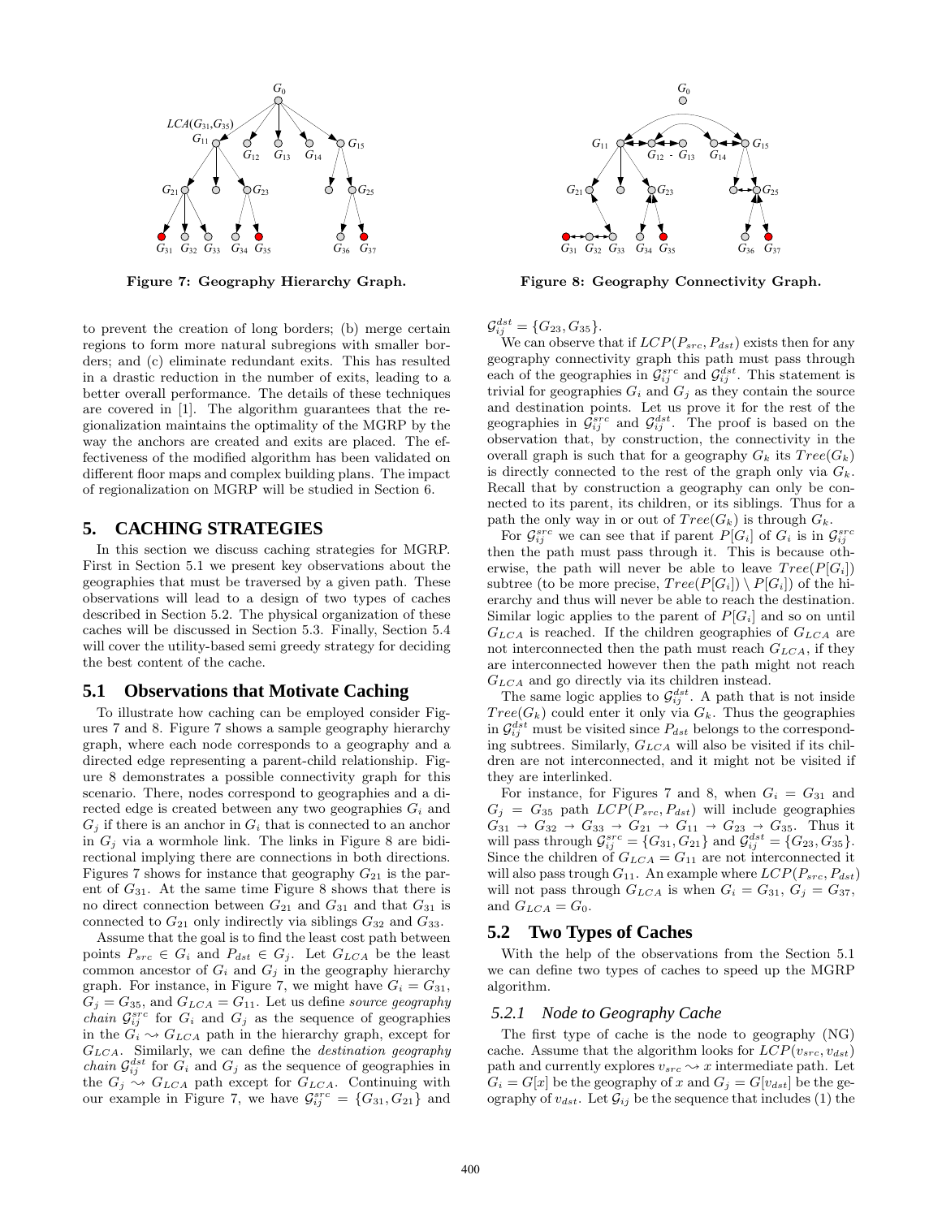G0

LCA(G31,G35)

G11

G12 G13 G14 G15

G21 G23 G25

G31 G32 G33 G34 G35 G36 G37

**Figure 7: Geography Hierarchy Graph.**

G0

G11 G12 - G13 G14 G15

G21 G23 G25

G31 G32 G33 G34 G35 G36 G37

**Figure 8: Geography Connectivity Graph.**

to prevent the creation of long borders; (b) merge certain regions to form more natural subregions with smaller borders; and (c) eliminate redundant exits. This has resulted in a drastic reduction in the number of exits, leading to a better overall performance. The details of these techniques are covered in [1]. The algorithm guarantees that the regionalization maintains the optimality of the MGRP by the way the anchors are created and exits are placed. The effectiveness of the modified algorithm has been validated on different floor maps and complex building plans. The impact of regionalization on MGRP will be studied in Section 6.

## 5. CACHING STRATEGIES

In this section we discuss caching strategies for MGRP. First in Section 5.1 we present key observations about the geographies that must be traversed by a given path. These observations will lead to a design of two types of caches described in Section 5.2. The physical organization of these caches will be discussed in Section 5.3. Finally, Section 5.4 will cover the utility-based semi greedy strategy for deciding the best content of the cache.

### 5.1 Observations that Motivate Caching

To illustrate how caching can be employed consider Figures 7 and 8. Figure 7 shows a sample geography hierarchy graph, where each node corresponds to a geography and a directed edge representing a parent-child relationship. Figure 8 demonstrates a possible connectivity graph for this scenario. There, nodes correspond to geographies and a directed edge is created between any two geographies $G_i$ and $G_j$ if there is an anchor in $G_i$ that is connected to an anchor in $G_j$ via a wormhole link. The links in Figure 8 are bidirectional implying there are connections in both directions. Figures 7 shows for instance that geography $G_{21}$ is the parent of $G_{31}$. At the same time Figure 8 shows that there is no direct connection between $G_{21}$ and $G_{31}$ and that $G_{31}$ is connected to $G_{21}$ only indirectly via siblings $G_{32}$ and $G_{33}$.

Assume that the goal is to find the least cost path between points $P_{src} \in G_i$ and $P_{dst} \in G_j$. Let $G_{LCA}$ be the least common ancestor of $G_i$ and $G_j$ in the geography hierarchy graph. For instance, in Figure 7, we might have $G_i = G_{31}$, $G_j = G_{35}$, and $G_{LCA} = G_{11}$. Let us define *source geography chain* $\mathcal{G}_{ij}^{src}$ for $G_i$ and $G_j$ as the sequence of geographies in the $G_i \rightsquigarrow G_{LCA}$ path in the hierarchy graph, except for $G_{LCA}$. Similarly, we can define the *destination geography chain* $\mathcal{G}_{ij}^{dst}$ for $G_i$ and $G_j$ as the sequence of geographies in the $G_j \rightsquigarrow G_{LCA}$ path except for $G_{LCA}$. Continuing with our example in Figure 7, we have $\mathcal{G}_{ij}^{src} = \{G_{31}, G_{21}\}$ and $\mathcal{G}_{ij}^{dst} = \{G_{23}, G_{35}\}$.

We can observe that if $LCP(P_{src}, P_{dst})$ exists then for any geography connectivity graph this path must pass through each of the geographies in $\mathcal{G}_{ij}^{src}$ and $\mathcal{G}_{ij}^{dst}$. This statement is trivial for geographies $G_i$ and $G_j$ as they contain the source and destination points. Let us prove it for the rest of the geographies in $\mathcal{G}_{ij}^{src}$ and $\mathcal{G}_{ij}^{dst}$. The proof is based on the observation that, by construction, the connectivity in the overall graph is such that for a geography $G_k$ its $Tree(G_k)$ is directly connected to the rest of the graph only via $G_k$. Recall that by construction a geography can only be connected to its parent, its children, or its siblings. Thus for a path the only way in or out of $Tree(G_k)$ is through $G_k$.

For $\mathcal{G}_{ij}^{src}$ we can see that if parent $P[G_i]$ of $G_i$ is in $\mathcal{G}_{ij}^{src}$ then the path must pass through it. This is because otherwise, the path will never be able to leave $Tree(P[G_i])$ subtree (to be more precise, $Tree(P[G_i]) \setminus P[G_i]$) of the hierarchy and thus will never be able to reach the destination. Similar logic applies to the parent of $P[G_i]$ and so on until $G_{LCA}$ is reached. If the children geographies of $G_{LCA}$ are not interconnected then the path must reach $G_{LCA}$, if they are interconnected however then the path might not reach $G_{LCA}$ and go directly via its children instead.

The same logic applies to $\mathcal{G}_{ij}^{dst}$. A path that is not inside $Tree(G_k)$ could enter it only via $G_k$. Thus the geographies in $\mathcal{G}_{ij}^{dst}$ must be visited since $P_{dst}$ belongs to the corresponding subtrees. Similarly, $G_{LCA}$ will also be visited if its children are not interconnected, and it might not be visited if they are interlinked.

For instance, for Figures 7 and 8, when $G_i = G_{31}$ and $G_j = G_{35}$ path $LCP(P_{src}, P_{dst})$ will include geographies $G_{31} \rightarrow G_{32} \rightarrow G_{33} \rightarrow G_{21} \rightarrow G_{11} \rightarrow G_{23} \rightarrow G_{35}$. Thus it will pass through $\mathcal{G}_{ij}^{src} = \{G_{31}, G_{21}\}$ and $\mathcal{G}_{ij}^{dst} = \{G_{23}, G_{35}\}$. Since the children of $G_{LCA} = G_{11}$ are not interconnected it will also pass trough $G_{11}$. An example where $LCP(P_{src}, P_{dst})$ will not pass through $G_{LCA}$ is when $G_i = G_{31}$, $G_j = G_{37}$, and $G_{LCA} = G_0$.

### 5.2 Two Types of Caches

With the help of the observations from the Section 5.1 we can define two types of caches to speed up the MGRP algorithm.

#### 5.2.1 Node to Geography Cache

The first type of cache is the node to geography (NG) cache. Assume that the algorithm looks for $LCP(v_{src}, v_{dst})$ path and currently explores $v_{src} \rightsquigarrow x$ intermediate path. Let $G_i = G[x]$ be the geography of $x$ and $G_j = G[v_{dst}]$ be the geography of $v_{dst}$. Let $\mathcal{G}_{ij}$ be the sequence that includes (1) the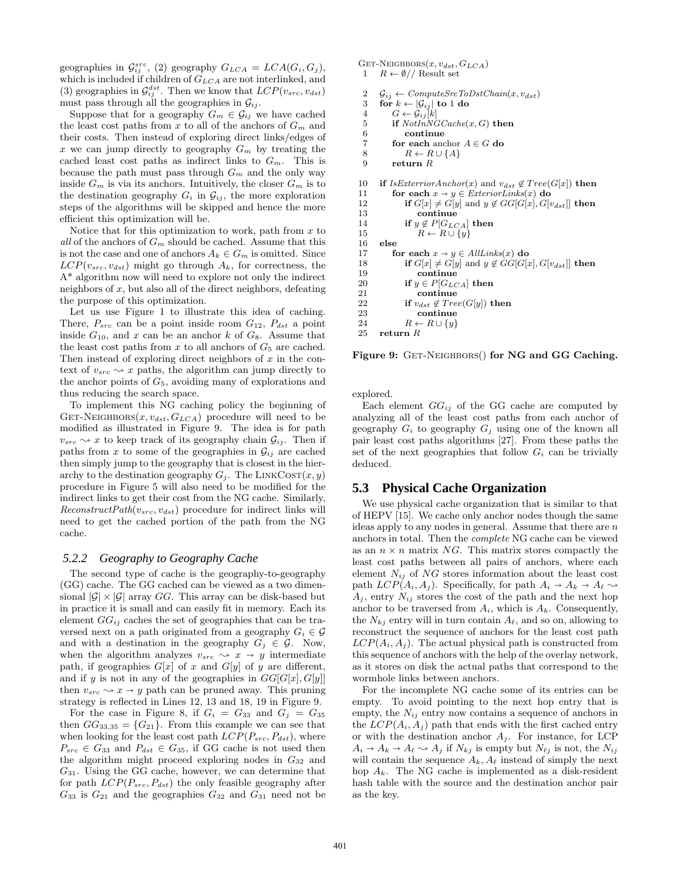geographies in $\mathcal{G}_{ij}^{src}$, (2) geography $G_{LCA} = LCA(G_i, G_j)$, which is included if children of $G_{LCA}$ are not interlinked, and (3) geographies in $\mathcal{G}_{ij}^{dst}$. Then we know that $LCP(v_{src}, v_{dst})$ must pass through all the geographies in $\mathcal{G}_{ij}$.

Suppose that for a geography $G_m \in \mathcal{G}_{ij}$ we have cached the least cost paths from $x$ to all of the anchors of $G_m$ and their costs. Then instead of exploring direct links/edges of $x$ we can jump directly to geography $G_m$ by treating the cached least cost paths as indirect links to $G_m$. This is because the path must pass through $G_m$ and the only way inside $G_m$ is via its anchors. Intuitively, the closer $G_m$ is to the destination geography $G_i$ in $\mathcal{G}_{ij}$, the more exploration steps of the algorithms will be skipped and hence the more efficient this optimization will be.

Notice that for this optimization to work, path from $x$ to *all* of the anchors of $G_m$ should be cached. Assume that this is not the case and one of anchors $A_k \in G_m$ is omitted. Since $LCP(v_{src}, v_{dst})$ might go through $A_k$, for correctness, the A* algorithm now will need to explore not only the indirect neighbors of $x$, but also all of the direct neighbors, defeating the purpose of this optimization.

Let us use Figure 1 to illustrate this idea of caching. There, $P_{src}$ can be a point inside room $G_{12}$, $P_{dst}$ a point inside $G_{10}$, and $x$ can be an anchor $k$ of $G_8$. Assume that the least cost paths from $x$ to all anchors of $G_5$ are cached. Then instead of exploring direct neighbors of $x$ in the context of $v_{src} \rightsquigarrow x$ paths, the algorithm can jump directly to the anchor points of $G_5$, avoiding many of explorations and thus reducing the search space.

To implement this NG caching policy the beginning of GET-NEIGHBORS$(x, v_{dst}, G_{LCA})$ procedure will need to be modified as illustrated in Figure 9. The idea is for path $v_{src} \rightsquigarrow x$ to keep track of its geography chain $\mathcal{G}_{ij}$. Then if paths from $x$ to some of the geographies in $\mathcal{G}_{ij}$ are cached then simply jump to the geography that is closest in the hierarchy to the destination geography $G_j$. The LINKCOST$(x, y)$ procedure in Figure 5 will also need to be modified for the indirect links to get their cost from the NG cache. Similarly, *ReconstructPath*$(v_{src}, v_{dst})$ procedure for indirect links will need to get the cached portion of the path from the NG cache.

### 5.2.2 Geography to Geography Cache

The second type of cache is the geography-to-geography (GG) cache. The GG cached can be viewed as a two dimensional $|\mathcal{G}| \times |\mathcal{G}|$ array $GG$. This array can be disk-based but in practice it is small and can easily fit in memory. Each its element $GG_{ij}$ caches the set of geographies that can be traversed next on a path originated from a geography $G_i \in \mathcal{G}$ and with a destination in the geography $G_j \in \mathcal{G}$. Now, when the algorithm analyzes $v_{src} \rightsquigarrow x \to y$ intermediate path, if geographies $G[x]$ of $x$ and $G[y]$ of $y$ are different, and if $y$ is not in any of the geographies in $GG[G[x], G[y]]$ then $v_{src} \rightsquigarrow x \to y$ path can be pruned away. This pruning strategy is reflected in Lines 12, 13 and 18, 19 in Figure 9.

For the case in Figure 8, if $G_i = G_{33}$ and $G_j = G_{35}$ then $GG_{33,35} = \{G_{21}\}$. From this example we can see that when looking for the least cost path $LCP(P_{src}, P_{dst})$, where $P_{src} \in G_{33}$ and $P_{dst} \in G_{35}$, if GG cache is not used then the algorithm might proceed exploring nodes in $G_{32}$ and $G_{31}$. Using the GG cache, however, we can determine that for path $LCP(P_{src}, P_{dst})$ the only feasible geography after $G_{33}$ is $G_{21}$ and the geographies $G_{32}$ and $G_{31}$ need not be

```
GET-NEIGHBORS(x, v_dst, G_LCA)
 1  R ← ∅// Result set

 2  G_ij ← ComputeSrcToDstChain(x, v_dst)
 3  for k ← |G_ij| to 1 do
 4      G ← G_ij[k]
 5      if NotInNGCache(x, G) then
 6          continue
 7      for each anchor A ∈ G do
 8          R ← R ∪ {A}
 9      return R

10  if IsExterriorAnchor(x) and v_dst ∉ Tree(G[x]) then
11      for each x → y ∈ ExteriorLinks(x) do
12          if G[x] ≠ G[y] and y ∉ GG[G[x], G[v_dst]] then
13              continue
14          if y ∉ P[G_LCA] then
15              R ← R ∪ {y}
16  else
17      for each x → y ∈ AllLinks(x) do
18          if G[x] ≠ G[y] and y ∉ GG[G[x], G[v_dst]] then
19              continue
20          if y ∈ P[G_LCA] then
21              continue
22          if v_dst ∉ Tree(G[y]) then
23              continue
24          R ← R ∪ {y}
25  return R
```

**Figure 9: GET-NEIGHBORS() for NG and GG Caching.**

explored.

Each element $GG_{ij}$ of the GG cache are computed by analyzing all of the least cost paths from each anchor of geography $G_i$ to geography $G_j$ using one of the known all pair least cost paths algorithms [27]. From these paths the set of the next geographies that follow $G_i$ can be trivially deduced.

## 5.3 Physical Cache Organization

We use physical cache organization that is similar to that of HEPV [15]. We cache only anchor nodes though the same ideas apply to any nodes in general. Assume that there are $n$ anchors in total. Then the *complete* NG cache can be viewed as an $n \times n$ matrix $NG$. This matrix stores compactly the least cost paths between all pairs of anchors, where each element $N_{ij}$ of $NG$ stores information about the least cost path $LCP(A_i, A_j)$. Specifically, for path $A_i \to A_k \to A_\ell \rightsquigarrow A_j$, entry $N_{ij}$ stores the cost of the path and the next hop anchor to be traversed from $A_i$, which is $A_k$. Consequently, the $N_{kj}$ entry will in turn contain $A_\ell$, and so on, allowing to reconstruct the sequence of anchors for the least cost path $LCP(A_i, A_j)$. The actual physical path is constructed from this sequence of anchors with the help of the overlay network, as it stores on disk the actual paths that correspond to the wormhole links between anchors.

For the incomplete NG cache some of its entries can be empty. To avoid pointing to the next hop entry that is empty, the $N_{ij}$ entry now contains a sequence of anchors in the $LCP(A_i, A_j)$ path that ends with the first cached entry or with the destination anchor $A_j$. For instance, for LCP $A_i \to A_k \to A_\ell \rightsquigarrow A_j$ if $N_{kj}$ is empty but $N_{\ell j}$ is not, the $N_{ij}$ will contain the sequence $A_k, A_\ell$ instead of simply the next hop $A_k$. The NG cache is implemented as a disk-resident hash table with the source and the destination anchor pair as the key.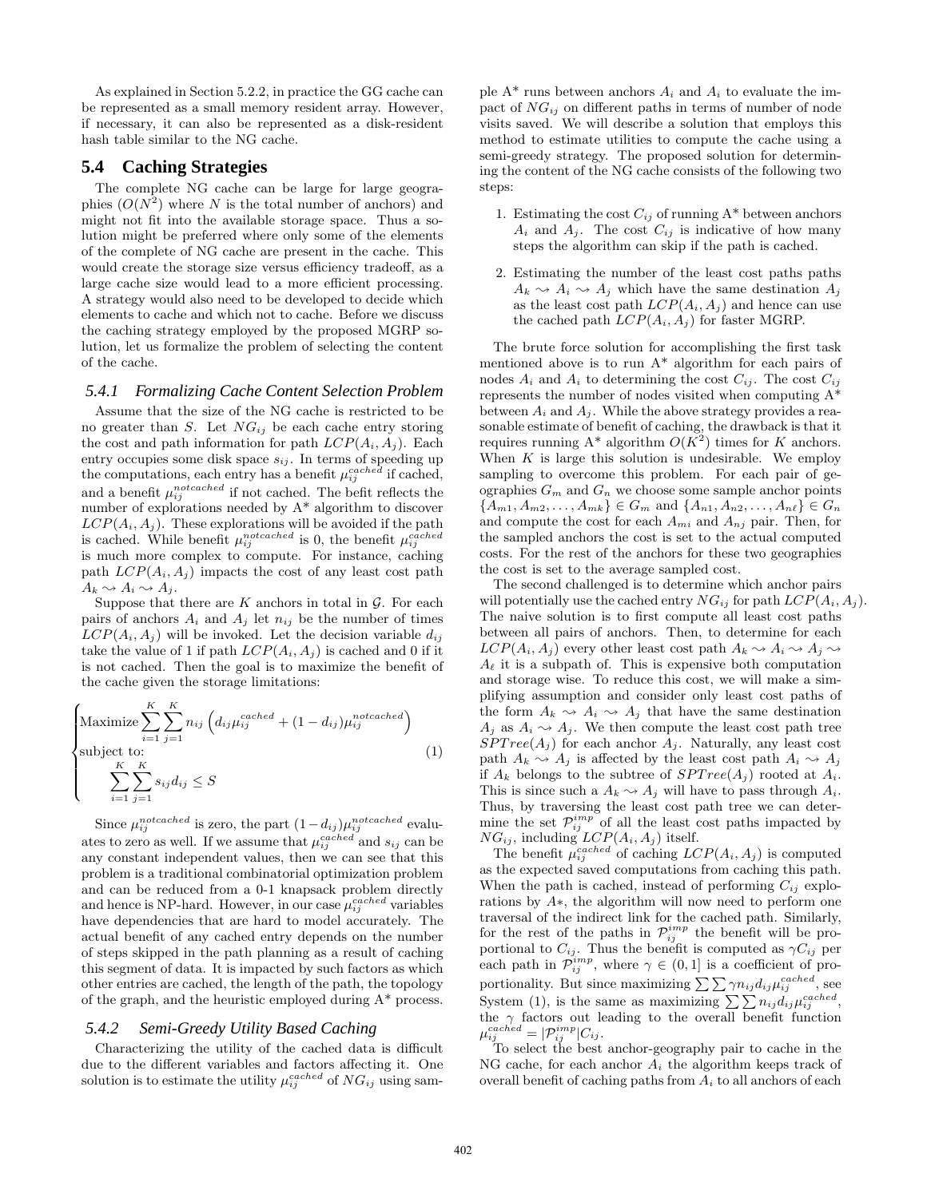As explained in Section 5.2.2, in practice the GG cache can be represented as a small memory resident array. However, if necessary, it can also be represented as a disk-resident hash table similar to the NG cache.

## 5.4 Caching Strategies

The complete NG cache can be large for large geographies ($O(N^2)$ where $N$ is the total number of anchors) and might not fit into the available storage space. Thus a solution might be preferred where only some of the elements of the complete of NG cache are present in the cache. This would create the storage size versus efficiency tradeoff, as a large cache size would lead to a more efficient processing. A strategy would also need to be developed to decide which elements to cache and which not to cache. Before we discuss the caching strategy employed by the proposed MGRP solution, let us formalize the problem of selecting the content of the cache.

### 5.4.1 Formalizing Cache Content Selection Problem

Assume that the size of the NG cache is restricted to be no greater than $S$. Let $NG_{ij}$ be each cache entry storing the cost and path information for path $LCP(A_i, A_j)$. Each entry occupies some disk space $s_{ij}$. In terms of speeding up the computations, each entry has a benefit $\mu_{ij}^{cached}$ if cached, and a benefit $\mu_{ij}^{notcached}$ if not cached. The befit reflects the number of explorations needed by A* algorithm to discover $LCP(A_i, A_j)$. These explorations will be avoided if the path is cached. While benefit $\mu_{ij}^{notcached}$ is 0, the benefit $\mu_{ij}^{cached}$ is much more complex to compute. For instance, caching path $LCP(A_i, A_j)$ impacts the cost of any least cost path $A_k \rightsquigarrow A_i \rightsquigarrow A_j$.

Suppose that there are $K$ anchors in total in $\mathcal{G}$. For each pairs of anchors $A_i$ and $A_j$ let $n_{ij}$ be the number of times $LCP(A_i, A_j)$ will be invoked. Let the decision variable $d_{ij}$ take the value of 1 if path $LCP(A_i, A_j)$ is cached and 0 if it is not cached. Then the goal is to maximize the benefit of the cache given the storage limitations:

$$\begin{cases} \text{Maximize} \sum_{i=1}^{K} \sum_{j=1}^{K} n_{ij} \left( d_{ij}\mu_{ij}^{cached} + (1-d_{ij})\mu_{ij}^{notcached} \right) \\ \text{subject to:} \\ \quad \sum_{i=1}^{K} \sum_{j=1}^{K} s_{ij} d_{ij} \leq S \end{cases} \tag{1}$$

Since $\mu_{ij}^{notcached}$ is zero, the part $(1-d_{ij})\mu_{ij}^{notcached}$ evaluates to zero as well. If we assume that $\mu_{ij}^{cached}$ and $s_{ij}$ can be any constant independent values, then we can see that this problem is a traditional combinatorial optimization problem and can be reduced from a 0-1 knapsack problem directly and hence is NP-hard. However, in our case $\mu_{ij}^{cached}$ variables have dependencies that are hard to model accurately. The actual benefit of any cached entry depends on the number of steps skipped in the path planning as a result of caching this segment of data. It is impacted by such factors as which other entries are cached, the length of the path, the topology of the graph, and the heuristic employed during A* process.

### 5.4.2 Semi-Greedy Utility Based Caching

Characterizing the utility of the cached data is difficult due to the different variables and factors affecting it. One solution is to estimate the utility $\mu_{ij}^{cached}$ of $NG_{ij}$ using sample A* runs between anchors $A_i$ and $A_i$ to evaluate the impact of $NG_{ij}$ on different paths in terms of number of node visits saved. We will describe a solution that employs this method to estimate utilities to compute the cache using a semi-greedy strategy. The proposed solution for determining the content of the NG cache consists of the following two steps:

1. Estimating the cost $C_{ij}$ of running A* between anchors $A_i$ and $A_j$. The cost $C_{ij}$ is indicative of how many steps the algorithm can skip if the path is cached.
2. Estimating the number of the least cost paths paths $A_k \rightsquigarrow A_i \rightsquigarrow A_j$ which have the same destination $A_j$ as the least cost path $LCP(A_i, A_j)$ and hence can use the cached path $LCP(A_i, A_j)$ for faster MGRP.

The brute force solution for accomplishing the first task mentioned above is to run A* algorithm for each pairs of nodes $A_i$ and $A_i$ to determining the cost $C_{ij}$. The cost $C_{ij}$ represents the number of nodes visited when computing A* between $A_i$ and $A_j$. While the above strategy provides a reasonable estimate of benefit of caching, the drawback is that it requires running A* algorithm $O(K^2)$ times for $K$ anchors. When $K$ is large this solution is undesirable. We employ sampling to overcome this problem. For each pair of geographies $G_m$ and $G_n$ we choose some sample anchor points $\{A_{m1}, A_{m2}, \ldots, A_{mk}\} \in G_m$ and $\{A_{n1}, A_{n2}, \ldots, A_{nt}\} \in G_n$ and compute the cost for each $A_{mi}$ and $A_{nj}$ pair. Then, for the sampled anchors the cost is set to the actual computed costs. For the rest of the anchors for these two geographies the cost is set to the average sampled cost.

The second challenged is to determine which anchor pairs will potentially use the cached entry $NG_{ij}$ for path $LCP(A_i, A_j)$. The naive solution is to first compute all least cost paths between all pairs of anchors. Then, to determine for each $LCP(A_i, A_j)$ every other least cost path $A_k \rightsquigarrow A_i \rightsquigarrow A_j \rightsquigarrow A_\ell$ it is a subpath of. This is expensive both computation and storage wise. To reduce this cost, we will make a simplifying assumption and consider only least cost paths of the form $A_k \rightsquigarrow A_i \rightsquigarrow A_j$ that have the same destination $A_j$ as $A_i \rightsquigarrow A_j$. We then compute the least cost path tree $SPTree(A_j)$ for each anchor $A_j$. Naturally, any least cost path $A_k \rightsquigarrow A_j$ is affected by the least cost path $A_i \rightsquigarrow A_j$ if $A_k$ belongs to the subtree of $SPTree(A_j)$ rooted at $A_i$. This is since such a $A_k \rightsquigarrow A_j$ will have to pass through $A_i$. Thus, by traversing the least cost path tree we can determine the set $\mathcal{P}_{ij}^{imp}$ of all the least cost paths impacted by $NG_{ij}$, including $LCP(A_i, A_j)$ itself.

The benefit $\mu_{ij}^{cached}$ of caching $LCP(A_i, A_j)$ is computed as the expected saved computations from caching this path. When the path is cached, instead of performing $C_{ij}$ explorations by $A*$, the algorithm will now need to perform one traversal of the indirect link for the cached path. Similarly, for the rest of the paths in $\mathcal{P}_{ij}^{imp}$ the benefit will be proportional to $C_{ij}$. Thus the benefit is computed as $\gamma C_{ij}$ per each path in $\mathcal{P}_{ij}^{imp}$, where $\gamma \in (0, 1]$ is a coefficient of proportionality. But since maximizing $\sum\sum \gamma n_{ij} d_{ij} \mu_{ij}^{cached}$, see System (1), is the same as maximizing $\sum\sum n_{ij} d_{ij} \mu_{ij}^{cached}$, the $\gamma$ factors out leading to the overall benefit function $\mu_{ij}^{cached} = |\mathcal{P}_{ij}^{imp}| C_{ij}$.

To select the best anchor-geography pair to cache in the NG cache, for each anchor $A_i$ the algorithm keeps track of overall benefit of caching paths from $A_i$ to all anchors of each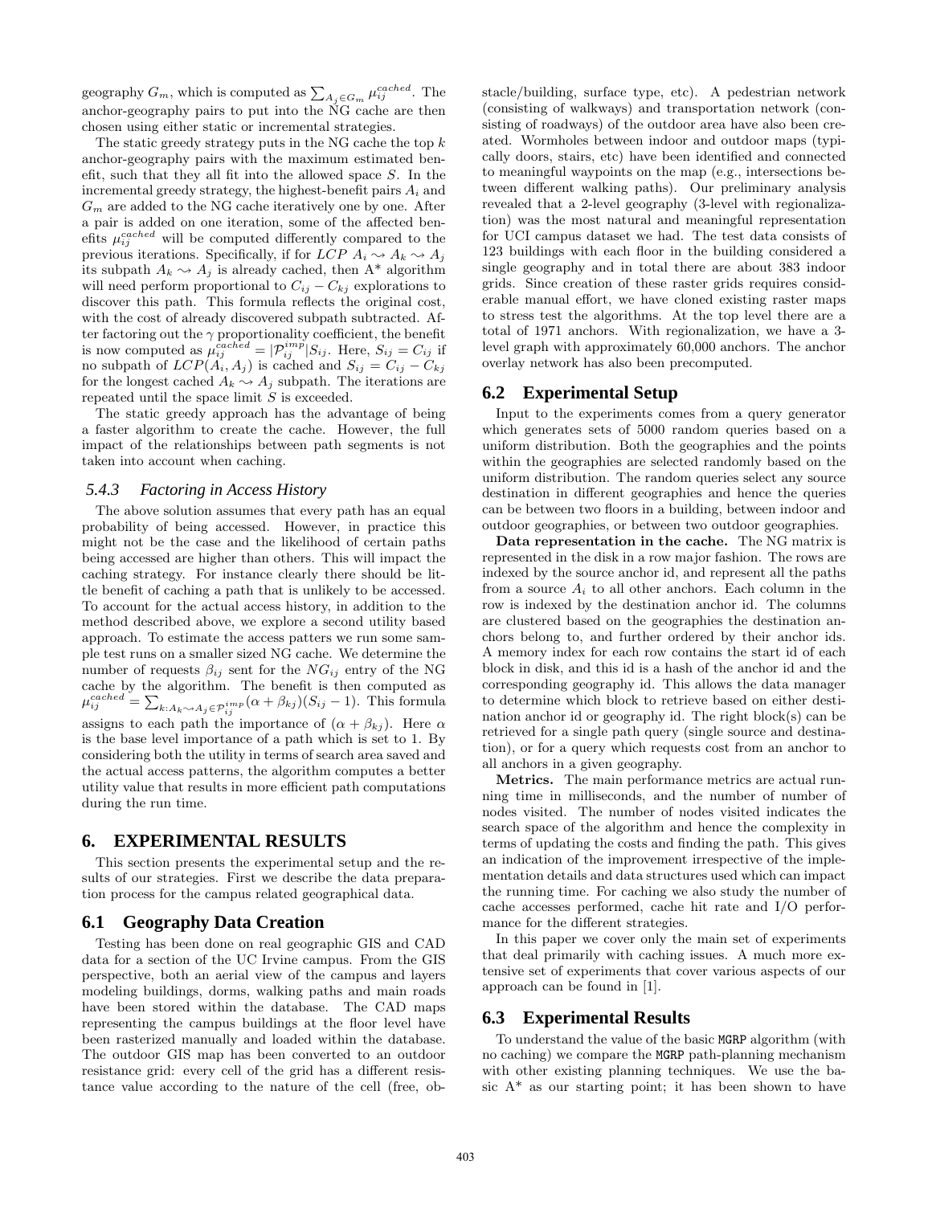geography $G_m$, which is computed as $\sum_{A_j \in G_m} \mu_{ij}^{cached}$. The anchor-geography pairs to put into the NG cache are then chosen using either static or incremental strategies.

The static greedy strategy puts in the NG cache the top $k$ anchor-geography pairs with the maximum estimated benefit, such that they all fit into the allowed space $S$. In the incremental greedy strategy, the highest-benefit pairs $A_i$ and $G_m$ are added to the NG cache iteratively one by one. After a pair is added on one iteration, some of the affected benefits $\mu_{ij}^{cached}$ will be computed differently compared to the previous iterations. Specifically, if for $LCP\ A_i \rightsquigarrow A_k \rightsquigarrow A_j$ its subpath $A_k \rightsquigarrow A_j$ is already cached, then A* algorithm will need perform proportional to $C_{ij} - C_{kj}$ explorations to discover this path. This formula reflects the original cost, with the cost of already discovered subpath subtracted. After factoring out the $\gamma$ proportionality coefficient, the benefit is now computed as $\mu_{ij}^{cached} = |\mathcal{P}_{ij}^{imp}| S_{ij}$. Here, $S_{ij} = C_{ij}$ if no subpath of $LCP(A_i, A_j)$ is cached and $S_{ij} = C_{ij} - C_{kj}$ for the longest cached $A_k \rightsquigarrow A_j$ subpath. The iterations are repeated until the space limit $S$ is exceeded.

The static greedy approach has the advantage of being a faster algorithm to create the cache. However, the full impact of the relationships between path segments is not taken into account when caching.

#### 5.4.3 Factoring in Access History

The above solution assumes that every path has an equal probability of being accessed. However, in practice this might not be the case and the likelihood of certain paths being accessed are higher than others. This will impact the caching strategy. For instance clearly there should be little benefit of caching a path that is unlikely to be accessed. To account for the actual access history, in addition to the method described above, we explore a second utility based approach. To estimate the access patters we run some sample test runs on a smaller sized NG cache. We determine the number of requests $\beta_{ij}$ sent for the $NG_{ij}$ entry of the NG cache by the algorithm. The benefit is then computed as $\mu_{ij}^{cached} = \sum_{k: A_k \rightsquigarrow A_j \in \mathcal{P}_{ij}^{imp}} (\alpha + \beta_{kj})(S_{ij} - 1)$. This formula assigns to each path the importance of $(\alpha + \beta_{kj})$. Here $\alpha$ is the base level importance of a path which is set to 1. By considering both the utility in terms of search area saved and the actual access patterns, the algorithm computes a better utility value that results in more efficient path computations during the run time.

## 6. EXPERIMENTAL RESULTS

This section presents the experimental setup and the results of our strategies. First we describe the data preparation process for the campus related geographical data.

### 6.1 Geography Data Creation

Testing has been done on real geographic GIS and CAD data for a section of the UC Irvine campus. From the GIS perspective, both an aerial view of the campus and layers modeling buildings, dorms, walking paths and main roads have been stored within the database. The CAD maps representing the campus buildings at the floor level have been rasterized manually and loaded within the database. The outdoor GIS map has been converted to an outdoor resistance grid: every cell of the grid has a different resistance value according to the nature of the cell (free, obstacle/building, surface type, etc). A pedestrian network (consisting of walkways) and transportation network (consisting of roadways) of the outdoor area have also been created. Wormholes between indoor and outdoor maps (typically doors, stairs, etc) have been identified and connected to meaningful waypoints on the map (e.g., intersections between different walking paths). Our preliminary analysis revealed that a 2-level geography (3-level with regionalization) was the most natural and meaningful representation for UCI campus dataset we had. The test data consists of 123 buildings with each floor in the building considered a single geography and in total there are about 383 indoor grids. Since creation of these raster grids requires considerable manual effort, we have cloned existing raster maps to stress test the algorithms. At the top level there are a total of 1971 anchors. With regionalization, we have a 3-level graph with approximately 60,000 anchors. The anchor overlay network has also been precomputed.

### 6.2 Experimental Setup

Input to the experiments comes from a query generator which generates sets of 5000 random queries based on a uniform distribution. Both the geographies and the points within the geographies are selected randomly based on the uniform distribution. The random queries select any source destination in different geographies and hence the queries can be between two floors in a building, between indoor and outdoor geographies, or between two outdoor geographies.

**Data representation in the cache.** The NG matrix is represented in the disk in a row major fashion. The rows are indexed by the source anchor id, and represent all the paths from a source $A_i$ to all other anchors. Each column in the row is indexed by the destination anchor id. The columns are clustered based on the geographies the destination anchors belong to, and further ordered by their anchor ids. A memory index for each row contains the start id of each block in disk, and this id is a hash of the anchor id and the corresponding geography id. This allows the data manager to determine which block to retrieve based on either destination anchor id or geography id. The right block(s) can be retrieved for a single path query (single source and destination), or for a query which requests cost from an anchor to all anchors in a given geography.

**Metrics.** The main performance metrics are actual running time in milliseconds, and the number of number of nodes visited. The number of nodes visited indicates the search space of the algorithm and hence the complexity in terms of updating the costs and finding the path. This gives an indication of the improvement irrespective of the implementation details and data structures used which can impact the running time. For caching we also study the number of cache accesses performed, cache hit rate and I/O performance for the different strategies.

In this paper we cover only the main set of experiments that deal primarily with caching issues. A much more extensive set of experiments that cover various aspects of our approach can be found in [1].

### 6.3 Experimental Results

To understand the value of the basic `MGRP` algorithm (with no caching) we compare the `MGRP` path-planning mechanism with other existing planning techniques. We use the basic A* as our starting point; it has been shown to have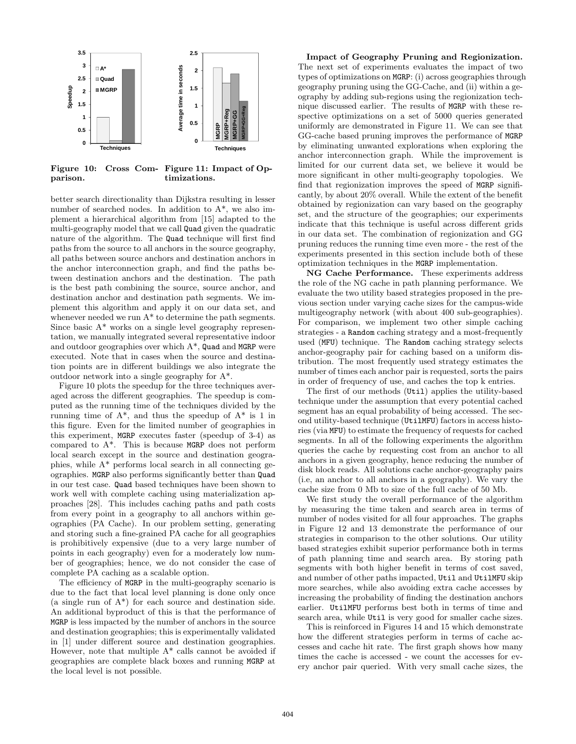3.5
3
2.5
2
1.5
1
0.5
0
Speedup
□ A*
▨ Quad
■ MGRP
Techniques

2.5
2
1.5
1
0.5
0
Average time in seconds
MGRP
MGRP+Reg
MGRP+GG
MGRP+GG+Reg
Techniques

**Figure 10: Cross Comparison.**

**Figure 11: Impact of Optimizations.**

better search directionality than Dijkstra resulting in lesser number of searched nodes. In addition to A*, we also implement a hierarchical algorithm from [15] adapted to the multi-geography model that we call Quad given the quadratic nature of the algorithm. The Quad technique will first find paths from the source to all anchors in the source geography, all paths between source anchors and destination anchors in the anchor interconnection graph, and find the paths between destination anchors and the destination. The path is the best path combining the source, source anchor, and destination anchor and destination path segments. We implement this algorithm and apply it on our data set, and whenever needed we run A* to determine the path segments. Since basic A* works on a single level geography representation, we manually integrated several representative indoor and outdoor geographies over which A*, Quad and MGRP were executed. Note that in cases when the source and destination points are in different buildings we also integrate the outdoor network into a single geography for A*.

Figure 10 plots the speedup for the three techniques averaged across the different geographies. The speedup is computed as the running time of the techniques divided by the running time of A*, and thus the speedup of A* is 1 in this figure. Even for the limited number of geographies in this experiment, MGRP executes faster (speedup of 3-4) as compared to A*. This is because MGRP does not perform local search except in the source and destination geographies, while A* performs local search in all connecting geographies. MGRP also performs significantly better than Quad in our test case. Quad based techniques have been shown to work well with complete caching using materialization approaches [28]. This includes caching paths and path costs from every point in a geography to all anchors within geographies (PA Cache). In our problem setting, generating and storing such a fine-grained PA cache for all geographies is prohibitively expensive (due to a very large number of points in each geography) even for a moderately low number of geographies; hence, we do not consider the case of complete PA caching as a scalable option.

The efficiency of MGRP in the multi-geography scenario is due to the fact that local level planning is done only once (a single run of A*) for each source and destination side. An additional byproduct of this is that the performance of MGRP is less impacted by the number of anchors in the source and destination geographies; this is experimentally validated in [1] under different source and destination geographies. However, note that multiple A* calls cannot be avoided if geographies are complete black boxes and running MGRP at the local level is not possible.

**Impact of Geography Pruning and Regionization.** The next set of experiments evaluates the impact of two types of optimizations on MGRP: (i) across geographies through geography pruning using the GG-Cache, and (ii) within a geography by adding sub-regions using the regionization technique discussed earlier. The results of MGRP with these respective optimizations on a set of 5000 queries generated uniformly are demonstrated in Figure 11. We can see that GG-cache based pruning improves the performance of MGRP by eliminating unwanted explorations when exploring the anchor interconnection graph. While the improvement is limited for our current data set, we believe it would be more significant in other multi-geography topologies. We find that regionization improves the speed of MGRP significantly, by about 20% overall. While the extent of the benefit obtained by regionization can vary based on the geography set, and the structure of the geographies; our experiments indicate that this technique is useful across different grids in our data set. The combination of regionization and GG pruning reduces the running time even more - the rest of the experiments presented in this section include both of these optimization techniques in the MGRP implementation.

**NG Cache Performance.** These experiments address the role of the NG cache in path planning performance. We evaluate the two utility based strategies proposed in the previous section under varying cache sizes for the campus-wide multigeography network (with about 400 sub-geographies). For comparison, we implement two other simple caching strategies - a Random caching strategy and a most-frequently used (MFU) technique. The Random caching strategy selects anchor-geography pair for caching based on a uniform distribution. The most frequently used strategy estimates the number of times each anchor pair is requested, sorts the pairs in order of frequency of use, and caches the top k entries.

The first of our methods (Util) applies the utility-based technique under the assumption that every potential cached segment has an equal probability of being accessed. The second utility-based technique (UtilMFU) factors in access histories (via MFU) to estimate the frequency of requests for cached segments. In all of the following experiments the algorithm queries the cache by requesting cost from an anchor to all anchors in a given geography, hence reducing the number of disk block reads. All solutions cache anchor-geography pairs (i.e, an anchor to all anchors in a geography). We vary the cache size from 0 Mb to size of the full cache of 50 Mb.

We first study the overall performance of the algorithm by measuring the time taken and search area in terms of number of nodes visited for all four approaches. The graphs in Figure 12 and 13 demonstrate the performance of our strategies in comparison to the other solutions. Our utility based strategies exhibit superior performance both in terms of path planning time and search area. By storing path segments with both higher benefit in terms of cost saved, and number of other paths impacted, Util and UtilMFU skip more searches, while also avoiding extra cache accesses by increasing the probability of finding the destination anchors earlier. UtilMFU performs best both in terms of time and search area, while Util is very good for smaller cache sizes.

This is reinforced in Figures 14 and 15 which demonstrate how the different strategies perform in terms of cache accesses and cache hit rate. The first graph shows how many times the cache is accessed - we count the accesses for every anchor pair queried. With very small cache sizes, the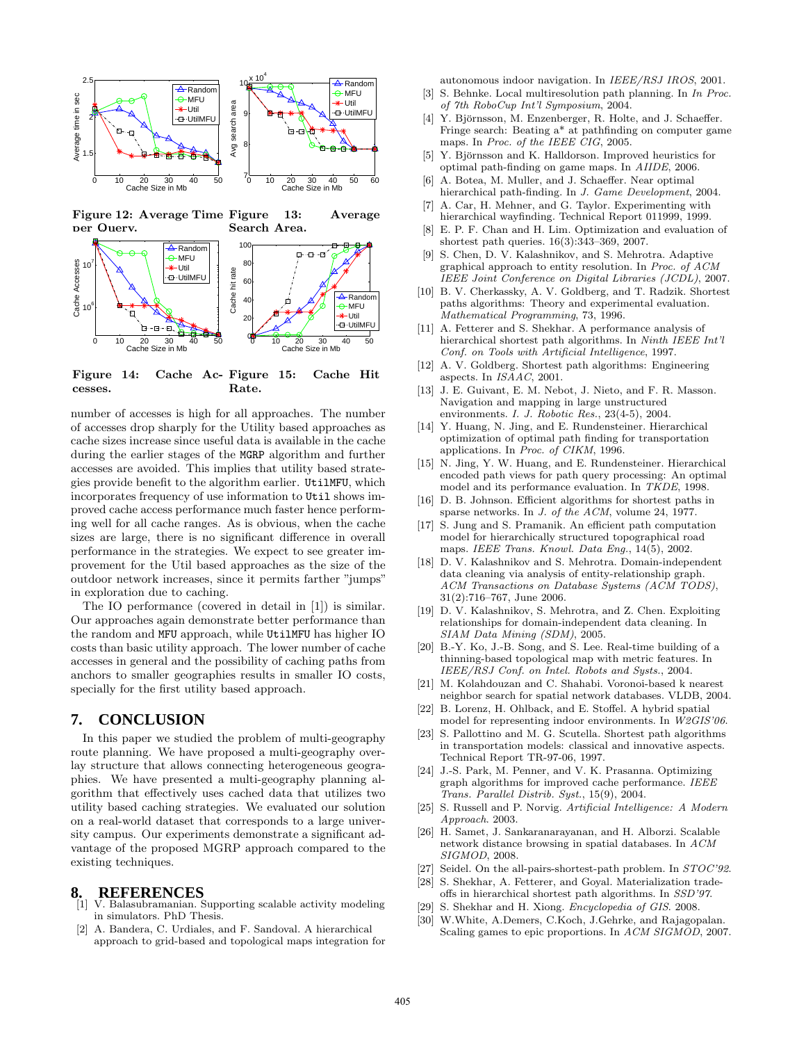2.5

2

1.5

Average time in sec

0 10 20 30 40 50

Cache Size in Mb

Random
MFU
Util
UtilMFU

x 10^4

10

9

8

7

Avg search area

0 10 20 30 40 50 60

Cache Size in Mb

Random
MFU
Util
UtilMFU

**Figure 12: Average Time per Query.**

**Figure 13: Average Search Area.**

10^7

10^6

Cache Accesses

0 10 20 30 40 50

Cache Size in Mb

Random
MFU
Util
UtilMFU

100

80

60

40

20

0

Cache hit rate

0 10 20 30 40 50

Cache Size in Mb

Random
MFU
Util
UtilMFU

**Figure 14: Cache Accesses.**

**Figure 15: Cache Hit Rate.**

number of accesses is high for all approaches. The number of accesses drop sharply for the Utility based approaches as cache sizes increase since useful data is available in the cache during the earlier stages of the MGRP algorithm and further accesses are avoided. This implies that utility based strategies provide benefit to the algorithm earlier. UtilMFU, which incorporates frequency of use information to Util shows improved cache access performance much faster hence performing well for all cache ranges. As is obvious, when the cache sizes are large, there is no significant difference in overall performance in the strategies. We expect to see greater improvement for the Util based approaches as the size of the outdoor network increases, since it permits farther "jumps" in exploration due to caching.

The IO performance (covered in detail in [1]) is similar. Our approaches again demonstrate better performance than the random and MFU approach, while UtilMFU has higher IO costs than basic utility approach. The lower number of cache accesses in general and the possibility of caching paths from anchors to smaller geographies results in smaller IO costs, specially for the first utility based approach.

## 7. CONCLUSION

In this paper we studied the problem of multi-geography route planning. We have proposed a multi-geography overlay structure that allows connecting heterogeneous geographies. We have presented a multi-geography planning algorithm that effectively uses cached data that utilizes two utility based caching strategies. We evaluated our solution on a real-world dataset that corresponds to a large university campus. Our experiments demonstrate a significant advantage of the proposed MGRP approach compared to the existing techniques.

## 8. REFERENCES

[1] V. Balasubramanian. Supporting scalable activity modeling in simulators. PhD Thesis.

[2] A. Bandera, C. Urdiales, and F. Sandoval. A hierarchical approach to grid-based and topological maps integration for autonomous indoor navigation. In *IEEE/RSJ IROS*, 2001.

[3] S. Behnke. Local multiresolution path planning. In *In Proc. of 7th RoboCup Int'l Symposium*, 2004.

[4] Y. Björnsson, M. Enzenberger, R. Holte, and J. Schaeffer. Fringe search: Beating a* at pathfinding on computer game maps. In *Proc. of the IEEE CIG*, 2005.

[5] Y. Björnsson and K. Halldorson. Improved heuristics for optimal path-finding on game maps. In *AIIDE*, 2006.

[6] A. Botea, M. Muller, and J. Schaeffer. Near optimal hierarchical path-finding. In *J. Game Development*, 2004.

[7] A. Car, H. Mehner, and G. Taylor. Experimenting with hierarchical wayfinding. Technical Report 011999, 1999.

[8] E. P. F. Chan and H. Lim. Optimization and evaluation of shortest path queries. 16(3):343–369, 2007.

[9] S. Chen, D. V. Kalashnikov, and S. Mehrotra. Adaptive graphical approach to entity resolution. In *Proc. of ACM IEEE Joint Conference on Digital Libraries (JCDL)*, 2007.

[10] B. V. Cherkassky, A. V. Goldberg, and T. Radzik. Shortest paths algorithms: Theory and experimental evaluation. *Mathematical Programming*, 73, 1996.

[11] A. Fetterer and S. Shekhar. A performance analysis of hierarchical shortest path algorithms. In *Ninth IEEE Int'l Conf. on Tools with Artificial Intelligence*, 1997.

[12] A. V. Goldberg. Shortest path algorithms: Engineering aspects. In *ISAAC*, 2001.

[13] J. E. Guivant, E. M. Nebot, J. Nieto, and F. R. Masson. Navigation and mapping in large unstructured environments. *I. J. Robotic Res.*, 23(4-5), 2004.

[14] Y. Huang, N. Jing, and E. Rundensteiner. Hierarchical optimization of optimal path finding for transportation applications. In *Proc. of CIKM*, 1996.

[15] N. Jing, Y. W. Huang, and E. Rundensteiner. Hierarchical encoded path views for path query processing: An optimal model and its performance evaluation. In *TKDE*, 1998.

[16] D. B. Johnson. Efficient algorithms for shortest paths in sparse networks. In *J. of the ACM*, volume 24, 1977.

[17] S. Jung and S. Pramanik. An efficient path computation model for hierarchically structured topographical road maps. *IEEE Trans. Knowl. Data Eng.*, 14(5), 2002.

[18] D. V. Kalashnikov and S. Mehrotra. Domain-independent data cleaning via analysis of entity-relationship graph. *ACM Transactions on Database Systems (ACM TODS)*, 31(2):716–767, June 2006.

[19] D. V. Kalashnikov, S. Mehrotra, and Z. Chen. Exploiting relationships for domain-independent data cleaning. In *SIAM Data Mining (SDM)*, 2005.

[20] B.-Y. Ko, J.-B. Song, and S. Lee. Real-time building of a thinning-based topological map with metric features. In *IEEE/RSJ Conf. on Intel. Robots and Systs.*, 2004.

[21] M. Kolahdouzan and C. Shahabi. Voronoi-based k nearest neighbor search for spatial network databases. VLDB, 2004.

[22] B. Lorenz, H. Ohlbach, and E. Stoffel. A hybrid spatial model for representing indoor environments. In *W2GIS'06*.

[23] S. Pallottino and M. G. Scutella. Shortest path algorithms in transportation models: classical and innovative aspects. Technical Report TR-97-06, 1997.

[24] J.-S. Park, M. Penner, and V. K. Prasanna. Optimizing graph algorithms for improved cache performance. *IEEE Trans. Parallel Distrib. Syst.*, 15(9), 2004.

[25] S. Russell and P. Norvig. *Artificial Intelligence: A Modern Approach*. 2003.

[26] H. Samet, J. Sankaranarayanan, and H. Alborzi. Scalable network distance browsing in spatial databases. In *ACM SIGMOD*, 2008.

[27] Seidel. On the all-pairs-shortest-path problem. In *STOC'92*.

[28] S. Shekhar, A. Fetterer, and Goyal. Materialization trade-offs in hierarchical shortest path algorithms. In *SSD'97*.

[29] S. Shekhar and H. Xiong. *Encyclopedia of GIS*. 2008.

[30] W.White, A.Demers, C.Koch, J.Gehrke, and Rajagopalan. Scaling games to epic proportions. In *ACM SIGMOD*, 2007.